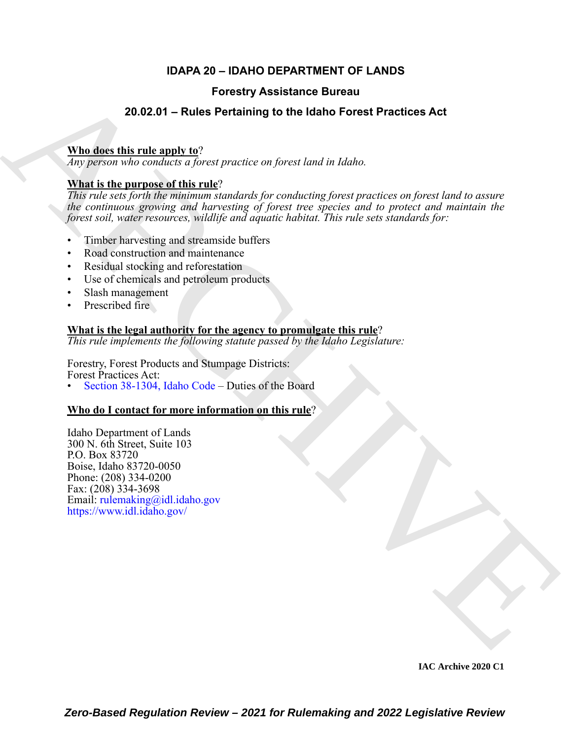# IDAPA 20 – IDAHO DEPARTMENT OF LANDS

## Forestry Assistance Bureau

## 20.02.01 – Rules Pertaining to the Idaho Forest Practices Act

**Who does this rule apply to**?
*Any person who conducts a forest practice on forest land in Idaho.*

**What is the purpose of this rule**?
*This rule sets forth the minimum standards for conducting forest practices on forest land to assure the continuous growing and harvesting of forest tree species and to protect and maintain the forest soil, water resources, wildlife and aquatic habitat. This rule sets standards for:*

- Timber harvesting and streamside buffers
- Road construction and maintenance
- Residual stocking and reforestation
- Use of chemicals and petroleum products
- Slash management
- Prescribed fire

**What is the legal authority for the agency to promulgate this rule**?
*This rule implements the following statute passed by the Idaho Legislature:*

Forestry, Forest Products and Stumpage Districts:
Forest Practices Act:
- Section 38-1304, Idaho Code – Duties of the Board

**Who do I contact for more information on this rule**?

Idaho Department of Lands
300 N. 6th Street, Suite 103
P.O. Box 83720
Boise, Idaho 83720-0050
Phone: (208) 334-0200
Fax: (208) 334-3698
Email: rulemaking@idl.idaho.gov
https://www.idl.idaho.gov/

IAC Archive 2020 C1

*Zero-Based Regulation Review – 2021 for Rulemaking and 2022 Legislative Review*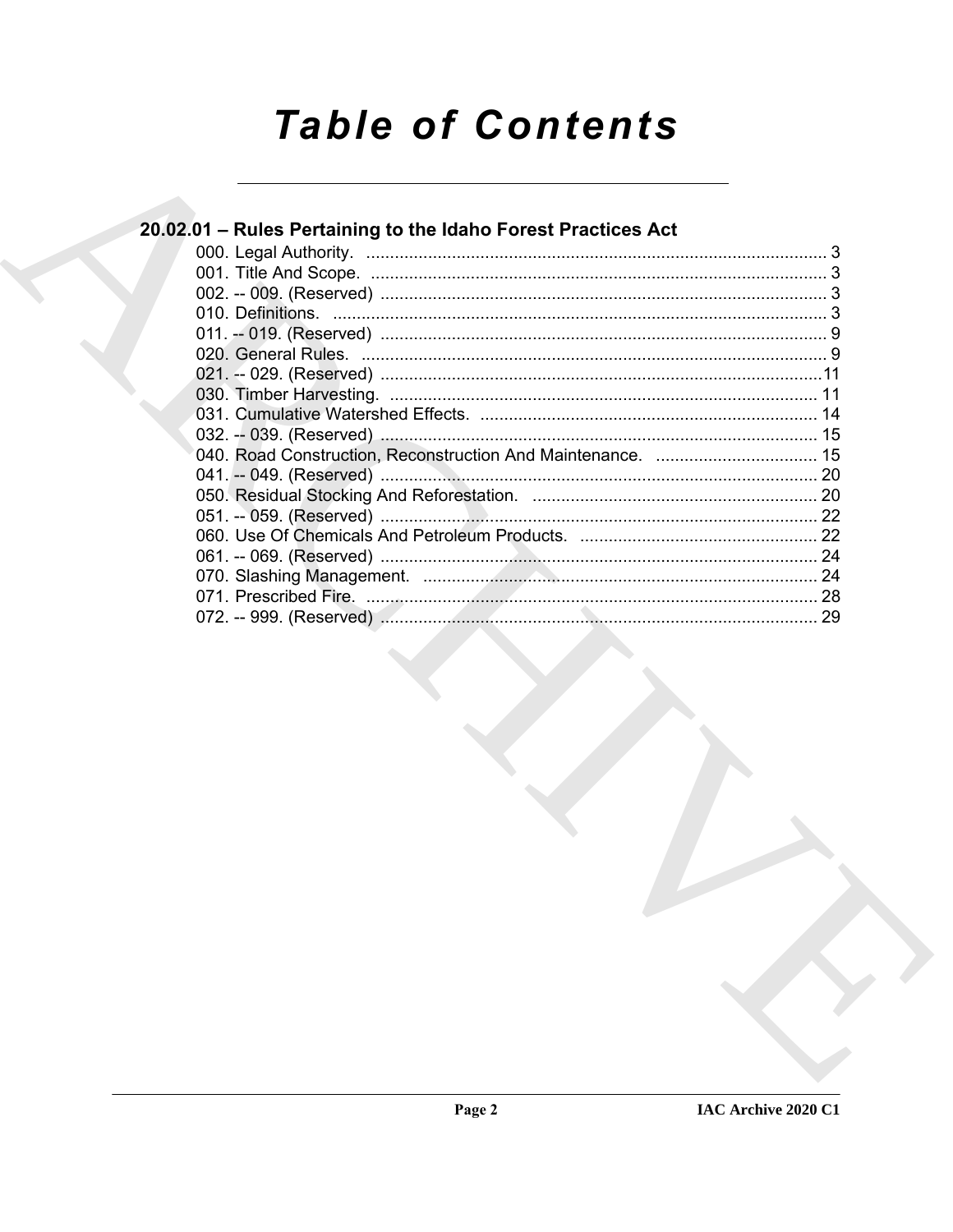# Table of Contents

## 20.02.01 – Rules Pertaining to the Idaho Forest Practices Act

000. Legal Authority. ................................................................................................ 3
001. Title And Scope. ................................................................................................ 3
002. -- 009. (Reserved) .............................................................................................. 3
010. Definitions. ........................................................................................................ 3
011. -- 019. (Reserved) .............................................................................................. 9
020. General Rules. .................................................................................................. 9
021. -- 029. (Reserved) ............................................................................................ 11
030. Timber Harvesting. .......................................................................................... 11
031. Cumulative Watershed Effects. ....................................................................... 14
032. -- 039. (Reserved) ............................................................................................ 15
040. Road Construction, Reconstruction And Maintenance. .................................. 15
041. -- 049. (Reserved) ............................................................................................ 20
050. Residual Stocking And Reforestation. ............................................................ 20
051. -- 059. (Reserved) ............................................................................................ 22
060. Use Of Chemicals And Petroleum Products. .................................................. 22
061. -- 069. (Reserved) ............................................................................................ 24
070. Slashing Management. ................................................................................... 24
071. Prescribed Fire. ............................................................................................... 28
072. -- 999. (Reserved) ............................................................................................ 29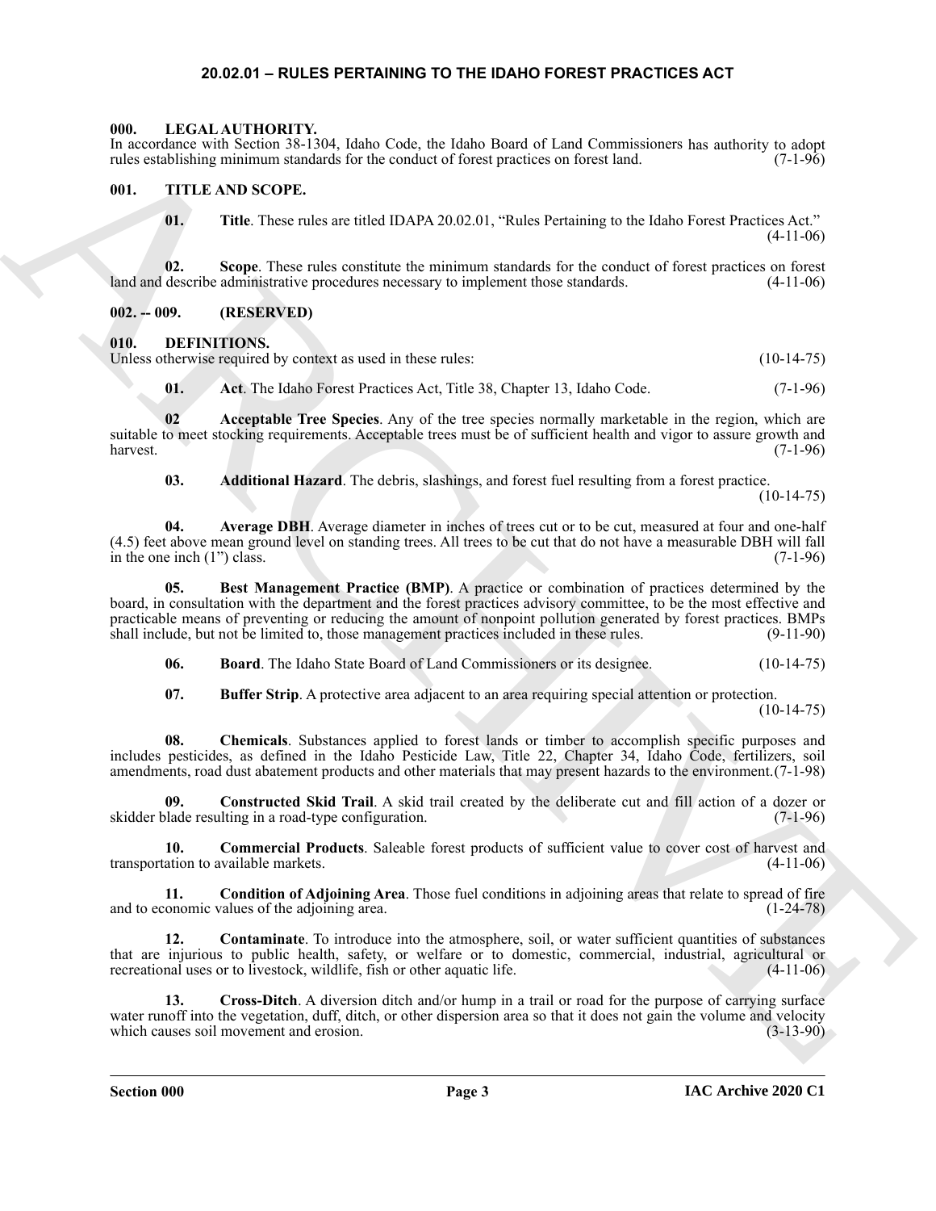# 20.02.01 – RULES PERTAINING TO THE IDAHO FOREST PRACTICES ACT

## 000. LEGAL AUTHORITY.

In accordance with Section 38-1304, Idaho Code, the Idaho Board of Land Commissioners has authority to adopt rules establishing minimum standards for the conduct of forest practices on forest land. (7-1-96)

## 001. TITLE AND SCOPE.

**01. Title**. These rules are titled IDAPA 20.02.01, "Rules Pertaining to the Idaho Forest Practices Act." (4-11-06)

**02. Scope**. These rules constitute the minimum standards for the conduct of forest practices on forest land and describe administrative procedures necessary to implement those standards. (4-11-06)

## 002. -- 009. (RESERVED)

## 010. DEFINITIONS.

Unless otherwise required by context as used in these rules: (10-14-75)

**01. Act**. The Idaho Forest Practices Act, Title 38, Chapter 13, Idaho Code. (7-1-96)

**02 Acceptable Tree Species**. Any of the tree species normally marketable in the region, which are suitable to meet stocking requirements. Acceptable trees must be of sufficient health and vigor to assure growth and harvest. (7-1-96)

**03. Additional Hazard**. The debris, slashings, and forest fuel resulting from a forest practice. (10-14-75)

**04. Average DBH**. Average diameter in inches of trees cut or to be cut, measured at four and one-half (4.5) feet above mean ground level on standing trees. All trees to be cut that do not have a measurable DBH will fall in the one inch (1") class. (7-1-96)

**05. Best Management Practice (BMP)**. A practice or combination of practices determined by the board, in consultation with the department and the forest practices advisory committee, to be the most effective and practicable means of preventing or reducing the amount of nonpoint pollution generated by forest practices. BMPs shall include, but not be limited to, those management practices included in these rules. (9-11-90)

**06. Board**. The Idaho State Board of Land Commissioners or its designee. (10-14-75)

**07. Buffer Strip**. A protective area adjacent to an area requiring special attention or protection. (10-14-75)

**08. Chemicals**. Substances applied to forest lands or timber to accomplish specific purposes and includes pesticides, as defined in the Idaho Pesticide Law, Title 22, Chapter 34, Idaho Code, fertilizers, soil amendments, road dust abatement products and other materials that may present hazards to the environment. (7-1-98)

**09. Constructed Skid Trail**. A skid trail created by the deliberate cut and fill action of a dozer or skidder blade resulting in a road-type configuration. (7-1-96)

**10. Commercial Products**. Saleable forest products of sufficient value to cover cost of harvest and transportation to available markets. (4-11-06)

**11. Condition of Adjoining Area**. Those fuel conditions in adjoining areas that relate to spread of fire and to economic values of the adjoining area. (1-24-78)

**12. Contaminate**. To introduce into the atmosphere, soil, or water sufficient quantities of substances that are injurious to public health, safety, or welfare or to domestic, commercial, industrial, agricultural or recreational uses or to livestock, wildlife, fish or other aquatic life. (4-11-06)

**13. Cross-Ditch**. A diversion ditch and/or hump in a trail or road for the purpose of carrying surface water runoff into the vegetation, duff, ditch, or other dispersion area so that it does not gain the volume and velocity which causes soil movement and erosion. (3-13-90)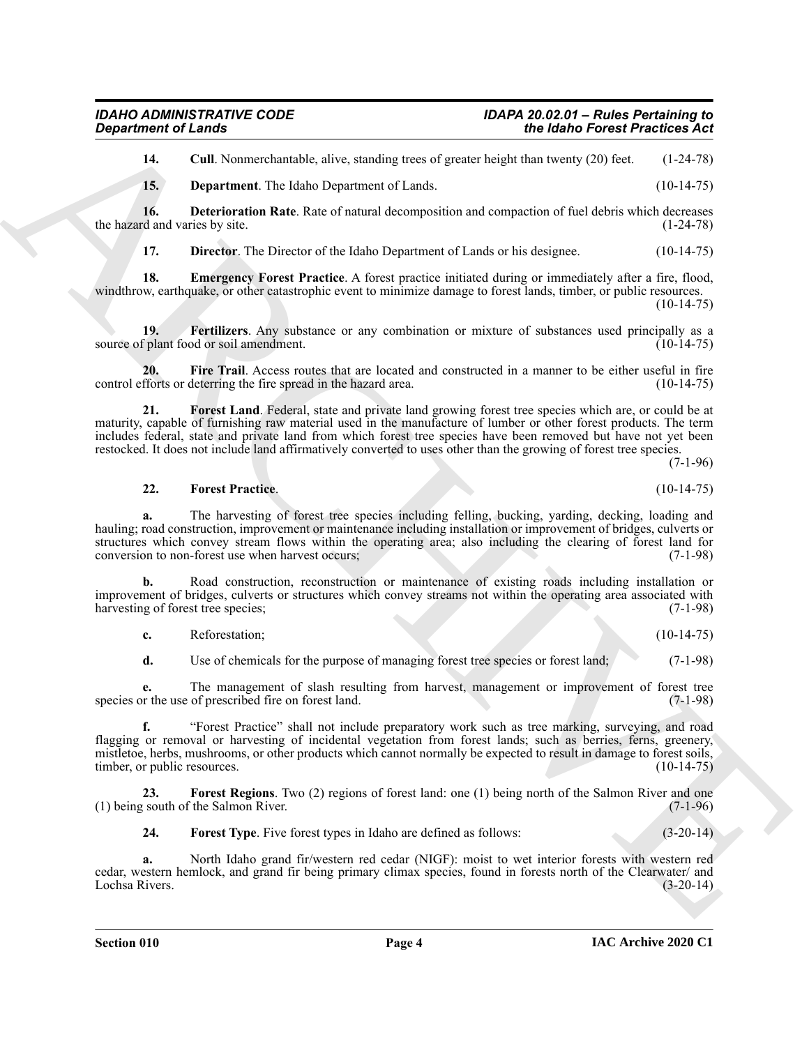**14. Cull**. Nonmerchantable, alive, standing trees of greater height than twenty (20) feet. (1-24-78)

**15. Department**. The Idaho Department of Lands. (10-14-75)

**16. Deterioration Rate**. Rate of natural decomposition and compaction of fuel debris which decreases the hazard and varies by site. (1-24-78)

**17. Director**. The Director of the Idaho Department of Lands or his designee. (10-14-75)

**18. Emergency Forest Practice**. A forest practice initiated during or immediately after a fire, flood, windthrow, earthquake, or other catastrophic event to minimize damage to forest lands, timber, or public resources. (10-14-75)

**19. Fertilizers**. Any substance or any combination or mixture of substances used principally as a source of plant food or soil amendment. (10-14-75)

**20. Fire Trail**. Access routes that are located and constructed in a manner to be either useful in fire control efforts or deterring the fire spread in the hazard area. (10-14-75)

**21. Forest Land**. Federal, state and private land growing forest tree species which are, or could be at maturity, capable of furnishing raw material used in the manufacture of lumber or other forest products. The term includes federal, state and private land from which forest tree species have been removed but have not yet been restocked. It does not include land affirmatively converted to uses other than the growing of forest tree species. (7-1-96)

**22. Forest Practice**. (10-14-75)

**a.** The harvesting of forest tree species including felling, bucking, yarding, decking, loading and hauling; road construction, improvement or maintenance including installation or improvement of bridges, culverts or structures which convey stream flows within the operating area; also including the clearing of forest land for conversion to non-forest use when harvest occurs; (7-1-98)

**b.** Road construction, reconstruction or maintenance of existing roads including installation or improvement of bridges, culverts or structures which convey streams not within the operating area associated with harvesting of forest tree species; (7-1-98)

**c.** Reforestation; (10-14-75)

**d.** Use of chemicals for the purpose of managing forest tree species or forest land; (7-1-98)

**e.** The management of slash resulting from harvest, management or improvement of forest tree species or the use of prescribed fire on forest land. (7-1-98)

**f.** "Forest Practice" shall not include preparatory work such as tree marking, surveying, and road flagging or removal or harvesting of incidental vegetation from forest lands; such as berries, ferns, greenery, mistletoe, herbs, mushrooms, or other products which cannot normally be expected to result in damage to forest soils, timber, or public resources. (10-14-75)

**23. Forest Regions**. Two (2) regions of forest land: one (1) being north of the Salmon River and one (1) being south of the Salmon River. (7-1-96)

**24. Forest Type**. Five forest types in Idaho are defined as follows: (3-20-14)

**a.** North Idaho grand fir/western red cedar (NIGF): moist to wet interior forests with western red cedar, western hemlock, and grand fir being primary climax species, found in forests north of the Clearwater/ and Lochsa Rivers. (3-20-14)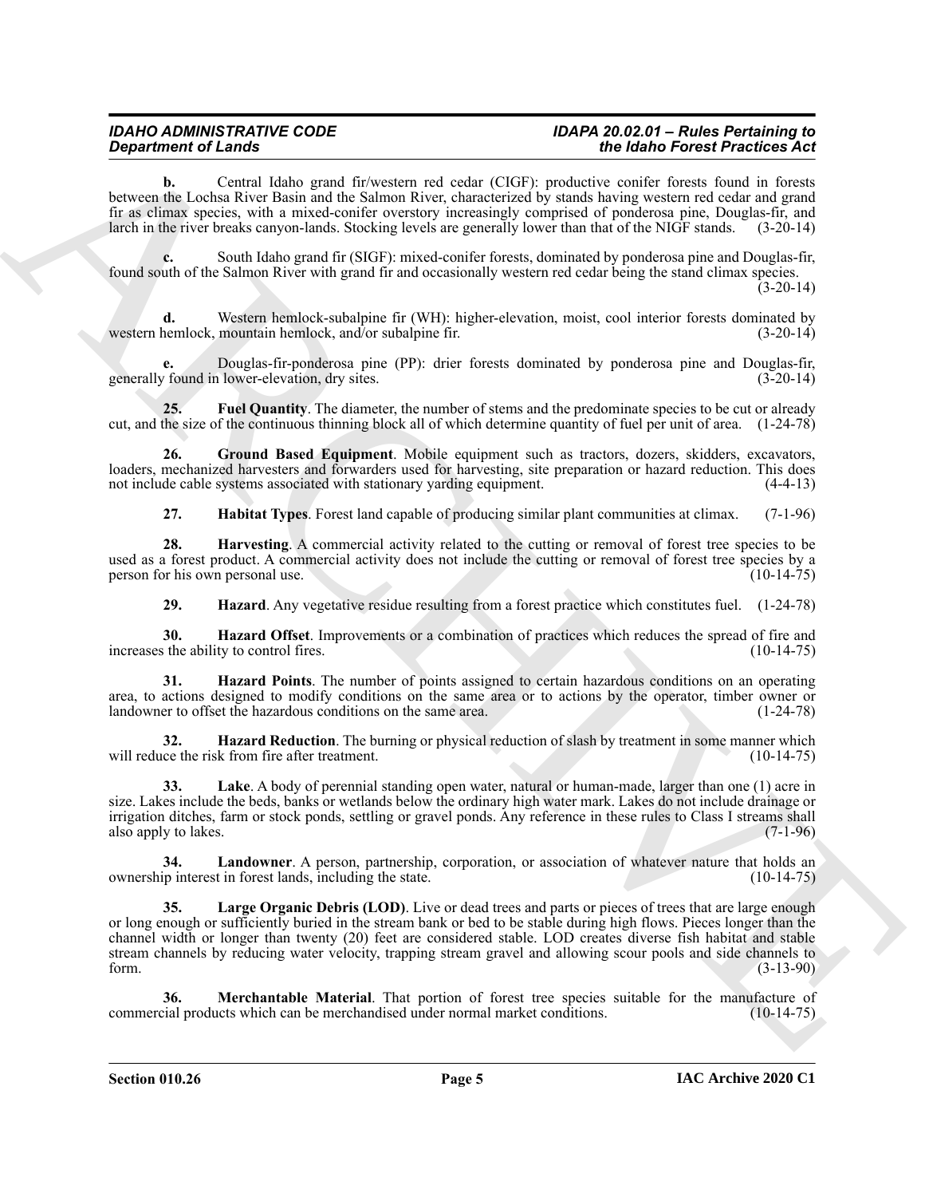**b.** Central Idaho grand fir/western red cedar (CIGF): productive conifer forests found in forests between the Lochsa River Basin and the Salmon River, characterized by stands having western red cedar and grand fir as climax species, with a mixed-conifer overstory increasingly comprised of ponderosa pine, Douglas-fir, and larch in the river breaks canyon-lands. Stocking levels are generally lower than that of the NIGF stands. (3-20-14)

**c.** South Idaho grand fir (SIGF): mixed-conifer forests, dominated by ponderosa pine and Douglas-fir, found south of the Salmon River with grand fir and occasionally western red cedar being the stand climax species. (3-20-14)

**d.** Western hemlock-subalpine fir (WH): higher-elevation, moist, cool interior forests dominated by western hemlock, mountain hemlock, and/or subalpine fir. (3-20-14)

**e.** Douglas-fir-ponderosa pine (PP): drier forests dominated by ponderosa pine and Douglas-fir, generally found in lower-elevation, dry sites. (3-20-14)

**25. Fuel Quantity**. The diameter, the number of stems and the predominate species to be cut or already cut, and the size of the continuous thinning block all of which determine quantity of fuel per unit of area. (1-24-78)

**26. Ground Based Equipment**. Mobile equipment such as tractors, dozers, skidders, excavators, loaders, mechanized harvesters and forwarders used for harvesting, site preparation or hazard reduction. This does not include cable systems associated with stationary yarding equipment. (4-4-13)

**27. Habitat Types**. Forest land capable of producing similar plant communities at climax. (7-1-96)

**28. Harvesting**. A commercial activity related to the cutting or removal of forest tree species to be used as a forest product. A commercial activity does not include the cutting or removal of forest tree species by a person for his own personal use. (10-14-75)

**29. Hazard**. Any vegetative residue resulting from a forest practice which constitutes fuel. (1-24-78)

**30. Hazard Offset**. Improvements or a combination of practices which reduces the spread of fire and increases the ability to control fires. (10-14-75)

**31. Hazard Points**. The number of points assigned to certain hazardous conditions on an operating area, to actions designed to modify conditions on the same area or to actions by the operator, timber owner or landowner to offset the hazardous conditions on the same area. (1-24-78)

**32. Hazard Reduction**. The burning or physical reduction of slash by treatment in some manner which will reduce the risk from fire after treatment. (10-14-75)

**33. Lake**. A body of perennial standing open water, natural or human-made, larger than one (1) acre in size. Lakes include the beds, banks or wetlands below the ordinary high water mark. Lakes do not include drainage or irrigation ditches, farm or stock ponds, settling or gravel ponds. Any reference in these rules to Class I streams shall also apply to lakes. (7-1-96)

**34. Landowner**. A person, partnership, corporation, or association of whatever nature that holds an ownership interest in forest lands, including the state. (10-14-75)

**35. Large Organic Debris (LOD)**. Live or dead trees and parts or pieces of trees that are large enough or long enough or sufficiently buried in the stream bank or bed to be stable during high flows. Pieces longer than the channel width or longer than twenty (20) feet are considered stable. LOD creates diverse fish habitat and stable stream channels by reducing water velocity, trapping stream gravel and allowing scour pools and side channels to form. (3-13-90)

**36. Merchantable Material**. That portion of forest tree species suitable for the manufacture of commercial products which can be merchandised under normal market conditions. (10-14-75)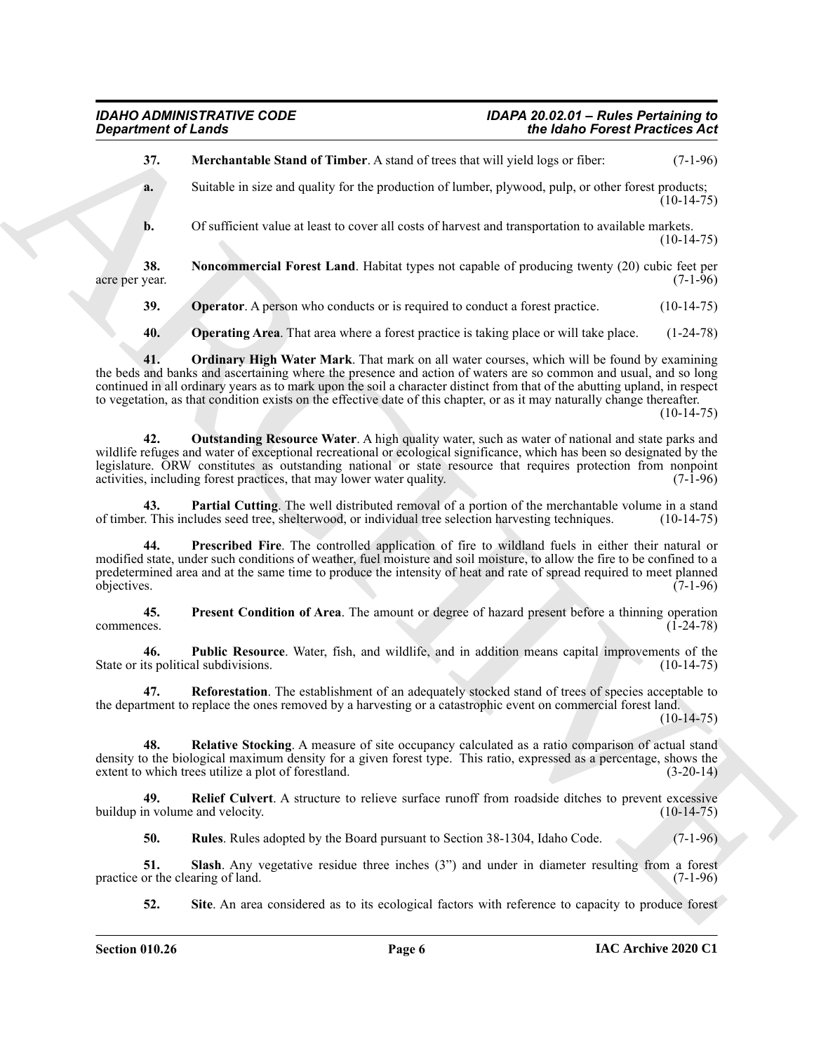**37. Merchantable Stand of Timber**. A stand of trees that will yield logs or fiber: (7-1-96)

**a.** Suitable in size and quality for the production of lumber, plywood, pulp, or other forest products; (10-14-75)

**b.** Of sufficient value at least to cover all costs of harvest and transportation to available markets. (10-14-75)

**38. Noncommercial Forest Land**. Habitat types not capable of producing twenty (20) cubic feet per acre per year. (7-1-96)

**39. Operator**. A person who conducts or is required to conduct a forest practice. (10-14-75)

**40. Operating Area**. That area where a forest practice is taking place or will take place. (1-24-78)

**41. Ordinary High Water Mark**. That mark on all water courses, which will be found by examining the beds and banks and ascertaining where the presence and action of waters are so common and usual, and so long continued in all ordinary years as to mark upon the soil a character distinct from that of the abutting upland, in respect to vegetation, as that condition exists on the effective date of this chapter, or as it may naturally change thereafter. (10-14-75)

**42. Outstanding Resource Water**. A high quality water, such as water of national and state parks and wildlife refuges and water of exceptional recreational or ecological significance, which has been so designated by the legislature. ORW constitutes as outstanding national or state resource that requires protection from nonpoint activities, including forest practices, that may lower water quality. (7-1-96)

**43. Partial Cutting**. The well distributed removal of a portion of the merchantable volume in a stand of timber. This includes seed tree, shelterwood, or individual tree selection harvesting techniques. (10-14-75)

**44. Prescribed Fire**. The controlled application of fire to wildland fuels in either their natural or modified state, under such conditions of weather, fuel moisture and soil moisture, to allow the fire to be confined to a predetermined area and at the same time to produce the intensity of heat and rate of spread required to meet planned objectives. (7-1-96)

**45. Present Condition of Area**. The amount or degree of hazard present before a thinning operation commences. (1-24-78)

**46. Public Resource**. Water, fish, and wildlife, and in addition means capital improvements of the State or its political subdivisions. (10-14-75)

**47. Reforestation**. The establishment of an adequately stocked stand of trees of species acceptable to the department to replace the ones removed by a harvesting or a catastrophic event on commercial forest land. (10-14-75)

**48. Relative Stocking**. A measure of site occupancy calculated as a ratio comparison of actual stand density to the biological maximum density for a given forest type. This ratio, expressed as a percentage, shows the extent to which trees utilize a plot of forestland. (3-20-14)

**49. Relief Culvert**. A structure to relieve surface runoff from roadside ditches to prevent excessive buildup in volume and velocity. (10-14-75)

**50. Rules**. Rules adopted by the Board pursuant to Section 38-1304, Idaho Code. (7-1-96)

**51. Slash**. Any vegetative residue three inches (3") and under in diameter resulting from a forest practice or the clearing of land. (7-1-96)

**52. Site**. An area considered as to its ecological factors with reference to capacity to produce forest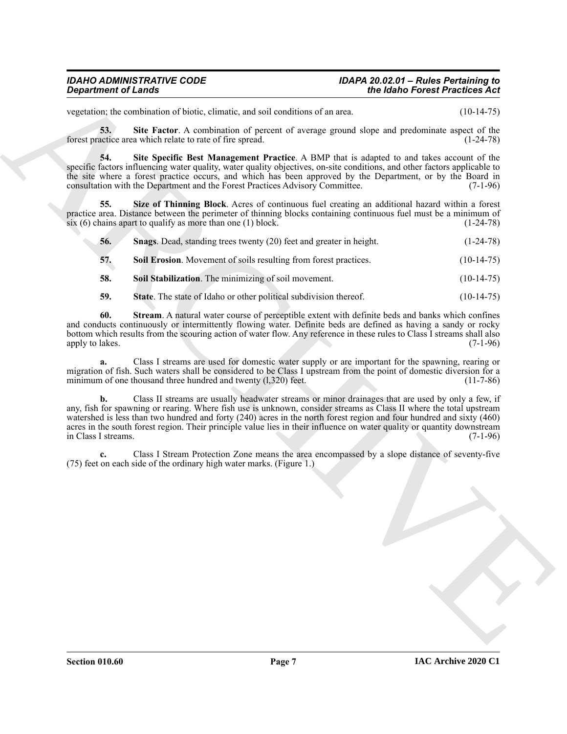vegetation; the combination of biotic, climatic, and soil conditions of an area. (10-14-75)

**53. Site Factor**. A combination of percent of average ground slope and predominate aspect of the forest practice area which relate to rate of fire spread. (1-24-78)

**54. Site Specific Best Management Practice**. A BMP that is adapted to and takes account of the specific factors influencing water quality, water quality objectives, on-site conditions, and other factors applicable to the site where a forest practice occurs, and which has been approved by the Department, or by the Board in consultation with the Department and the Forest Practices Advisory Committee. (7-1-96)

**55. Size of Thinning Block**. Acres of continuous fuel creating an additional hazard within a forest practice area. Distance between the perimeter of thinning blocks containing continuous fuel must be a minimum of six (6) chains apart to qualify as more than one (1) block. (1-24-78)

**56. Snags**. Dead, standing trees twenty (20) feet and greater in height. (1-24-78)

**57. Soil Erosion**. Movement of soils resulting from forest practices. (10-14-75)

**58. Soil Stabilization**. The minimizing of soil movement. (10-14-75)

**59. State**. The state of Idaho or other political subdivision thereof. (10-14-75)

**60. Stream**. A natural water course of perceptible extent with definite beds and banks which confines and conducts continuously or intermittently flowing water. Definite beds are defined as having a sandy or rocky bottom which results from the scouring action of water flow. Any reference in these rules to Class I streams shall also apply to lakes. (7-1-96)

**a.** Class I streams are used for domestic water supply or are important for the spawning, rearing or migration of fish. Such waters shall be considered to be Class I upstream from the point of domestic diversion for a minimum of one thousand three hundred and twenty (l,320) feet. (11-7-86)

**b.** Class II streams are usually headwater streams or minor drainages that are used by only a few, if any, fish for spawning or rearing. Where fish use is unknown, consider streams as Class II where the total upstream watershed is less than two hundred and forty (240) acres in the north forest region and four hundred and sixty (460) acres in the south forest region. Their principle value lies in their influence on water quality or quantity downstream in Class I streams. (7-1-96)

**c.** Class I Stream Protection Zone means the area encompassed by a slope distance of seventy-five (75) feet on each side of the ordinary high water marks. (Figure 1.)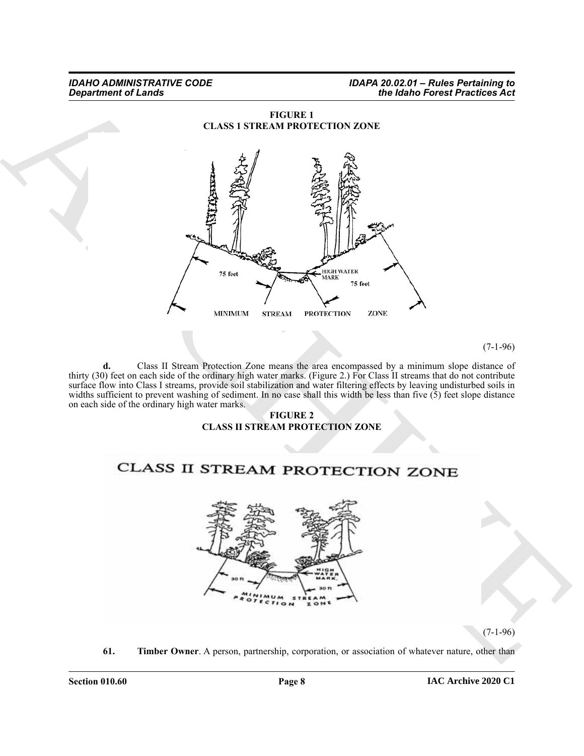**FIGURE 1**
**CLASS 1 STREAM PROTECTION ZONE**

(7-1-96)

**d.** Class II Stream Protection Zone means the area encompassed by a minimum slope distance of thirty (30) feet on each side of the ordinary high water marks. (Figure 2.) For Class II streams that do not contribute surface flow into Class I streams, provide soil stabilization and water filtering effects by leaving undisturbed soils in widths sufficient to prevent washing of sediment. In no case shall this width be less than five (5) feet slope distance on each side of the ordinary high water marks.

**FIGURE 2**
**CLASS II STREAM PROTECTION ZONE**

(7-1-96)

**61. Timber Owner**. A person, partnership, corporation, or association of whatever nature, other than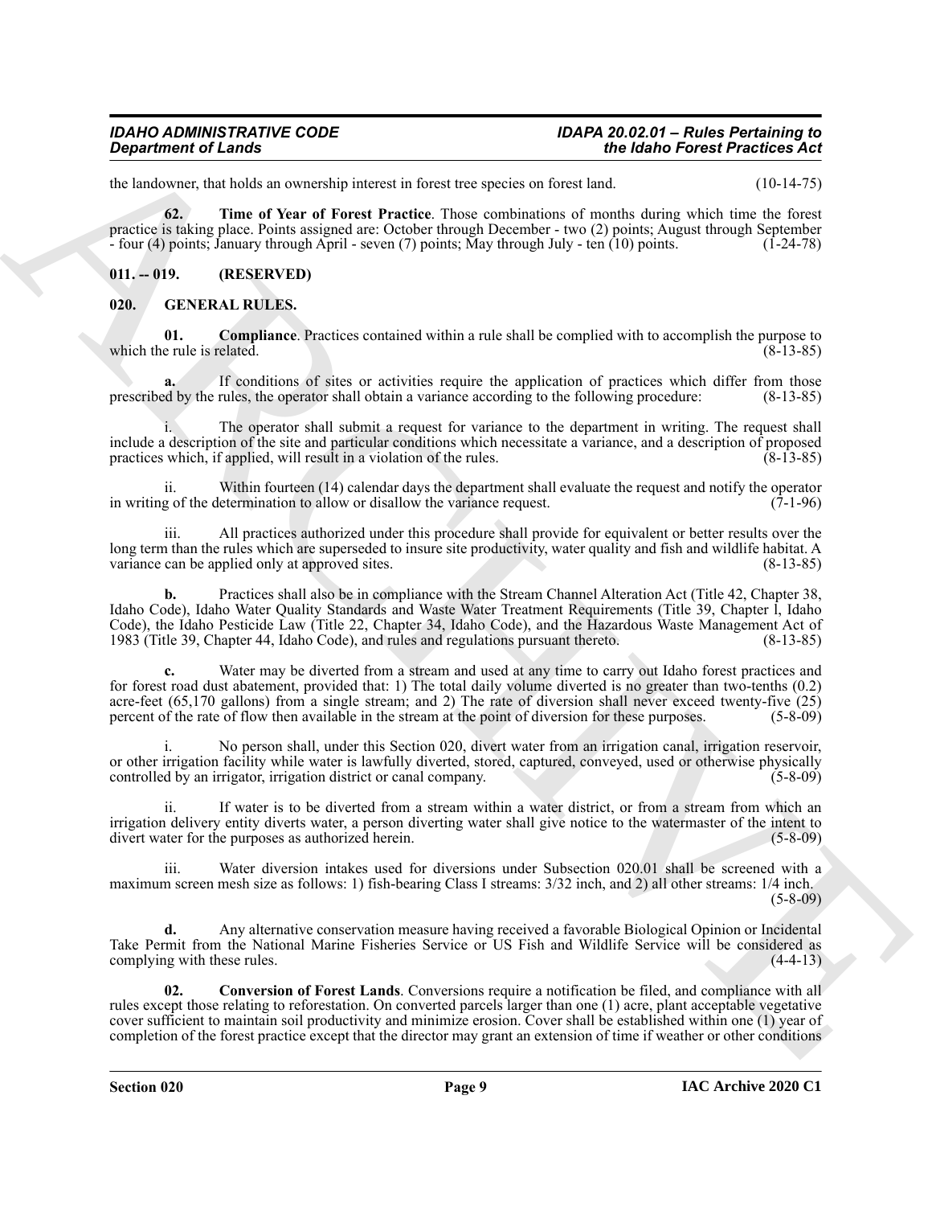the landowner, that holds an ownership interest in forest tree species on forest land. (10-14-75)

**62. Time of Year of Forest Practice**. Those combinations of months during which time the forest practice is taking place. Points assigned are: October through December - two (2) points; August through September - four (4) points; January through April - seven (7) points; May through July - ten (10) points. (1-24-78)

## 011. -- 019. (RESERVED)

## 020. GENERAL RULES.

**01. Compliance**. Practices contained within a rule shall be complied with to accomplish the purpose to which the rule is related. (8-13-85)

**a.** If conditions of sites or activities require the application of practices which differ from those prescribed by the rules, the operator shall obtain a variance according to the following procedure: (8-13-85)

i. The operator shall submit a request for variance to the department in writing. The request shall include a description of the site and particular conditions which necessitate a variance, and a description of proposed practices which, if applied, will result in a violation of the rules. (8-13-85)

ii. Within fourteen (14) calendar days the department shall evaluate the request and notify the operator in writing of the determination to allow or disallow the variance request. (7-1-96)

iii. All practices authorized under this procedure shall provide for equivalent or better results over the long term than the rules which are superseded to insure site productivity, water quality and fish and wildlife habitat. A variance can be applied only at approved sites. (8-13-85)

**b.** Practices shall also be in compliance with the Stream Channel Alteration Act (Title 42, Chapter 38, Idaho Code), Idaho Water Quality Standards and Waste Water Treatment Requirements (Title 39, Chapter l, Idaho Code), the Idaho Pesticide Law (Title 22, Chapter 34, Idaho Code), and the Hazardous Waste Management Act of 1983 (Title 39, Chapter 44, Idaho Code), and rules and regulations pursuant thereto. (8-13-85)

**c.** Water may be diverted from a stream and used at any time to carry out Idaho forest practices and for forest road dust abatement, provided that: 1) The total daily volume diverted is no greater than two-tenths (0.2) acre-feet (65,170 gallons) from a single stream; and 2) The rate of diversion shall never exceed twenty-five (25) percent of the rate of flow then available in the stream at the point of diversion for these purposes. (5-8-09)

i. No person shall, under this Section 020, divert water from an irrigation canal, irrigation reservoir, or other irrigation facility while water is lawfully diverted, stored, captured, conveyed, used or otherwise physically controlled by an irrigator, irrigation district or canal company. (5-8-09)

ii. If water is to be diverted from a stream within a water district, or from a stream from which an irrigation delivery entity diverts water, a person diverting water shall give notice to the watermaster of the intent to divert water for the purposes as authorized herein. (5-8-09)

iii. Water diversion intakes used for diversions under Subsection 020.01 shall be screened with a maximum screen mesh size as follows: 1) fish-bearing Class I streams: 3/32 inch, and 2) all other streams: 1/4 inch. (5-8-09)

**d.** Any alternative conservation measure having received a favorable Biological Opinion or Incidental Take Permit from the National Marine Fisheries Service or US Fish and Wildlife Service will be considered as complying with these rules. (4-4-13)

**02. Conversion of Forest Lands**. Conversions require a notification be filed, and compliance with all rules except those relating to reforestation. On converted parcels larger than one (1) acre, plant acceptable vegetative cover sufficient to maintain soil productivity and minimize erosion. Cover shall be established within one (1) year of completion of the forest practice except that the director may grant an extension of time if weather or other conditions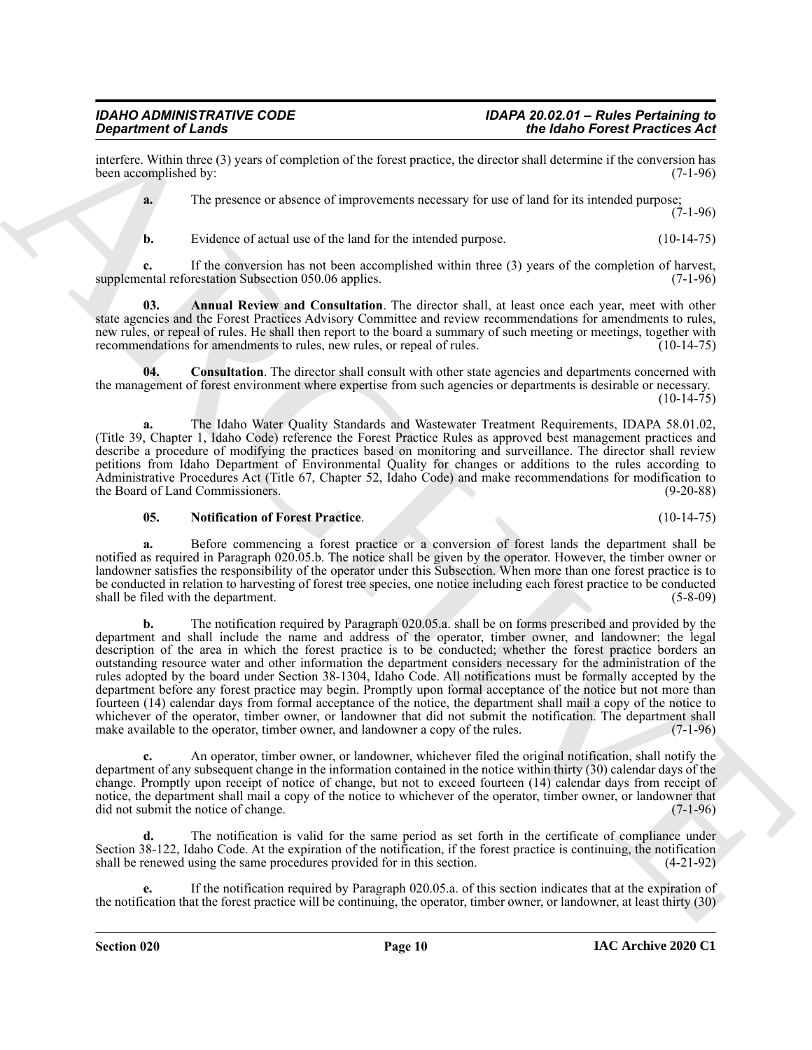interfere. Within three (3) years of completion of the forest practice, the director shall determine if the conversion has been accomplished by: (7-1-96)

**a.** The presence or absence of improvements necessary for use of land for its intended purpose; (7-1-96)

**b.** Evidence of actual use of the land for the intended purpose. (10-14-75)

**c.** If the conversion has not been accomplished within three (3) years of the completion of harvest, supplemental reforestation Subsection 050.06 applies. (7-1-96)

**03. Annual Review and Consultation**. The director shall, at least once each year, meet with other state agencies and the Forest Practices Advisory Committee and review recommendations for amendments to rules, new rules, or repeal of rules. He shall then report to the board a summary of such meeting or meetings, together with recommendations for amendments to rules, new rules, or repeal of rules. (10-14-75)

**04. Consultation**. The director shall consult with other state agencies and departments concerned with the management of forest environment where expertise from such agencies or departments is desirable or necessary. (10-14-75)

**a.** The Idaho Water Quality Standards and Wastewater Treatment Requirements, IDAPA 58.01.02, (Title 39, Chapter 1, Idaho Code) reference the Forest Practice Rules as approved best management practices and describe a procedure of modifying the practices based on monitoring and surveillance. The director shall review petitions from Idaho Department of Environmental Quality for changes or additions to the rules according to Administrative Procedures Act (Title 67, Chapter 52, Idaho Code) and make recommendations for modification to the Board of Land Commissioners. (9-20-88)

**05. Notification of Forest Practice**. (10-14-75)

**a.** Before commencing a forest practice or a conversion of forest lands the department shall be notified as required in Paragraph 020.05.b. The notice shall be given by the operator. However, the timber owner or landowner satisfies the responsibility of the operator under this Subsection. When more than one forest practice is to be conducted in relation to harvesting of forest tree species, one notice including each forest practice to be conducted shall be filed with the department. (5-8-09)

**b.** The notification required by Paragraph 020.05.a. shall be on forms prescribed and provided by the department and shall include the name and address of the operator, timber owner, and landowner; the legal description of the area in which the forest practice is to be conducted; whether the forest practice borders an outstanding resource water and other information the department considers necessary for the administration of the rules adopted by the board under Section 38-1304, Idaho Code. All notifications must be formally accepted by the department before any forest practice may begin. Promptly upon formal acceptance of the notice but not more than fourteen (14) calendar days from formal acceptance of the notice, the department shall mail a copy of the notice to whichever of the operator, timber owner, or landowner that did not submit the notification. The department shall make available to the operator, timber owner, and landowner a copy of the rules. (7-1-96)

**c.** An operator, timber owner, or landowner, whichever filed the original notification, shall notify the department of any subsequent change in the information contained in the notice within thirty (30) calendar days of the change. Promptly upon receipt of notice of change, but not to exceed fourteen (14) calendar days from receipt of notice, the department shall mail a copy of the notice to whichever of the operator, timber owner, or landowner that did not submit the notice of change. (7-1-96)

**d.** The notification is valid for the same period as set forth in the certificate of compliance under Section 38-122, Idaho Code. At the expiration of the notification, if the forest practice is continuing, the notification shall be renewed using the same procedures provided for in this section. (4-21-92)

**e.** If the notification required by Paragraph 020.05.a. of this section indicates that at the expiration of the notification that the forest practice will be continuing, the operator, timber owner, or landowner, at least thirty (30)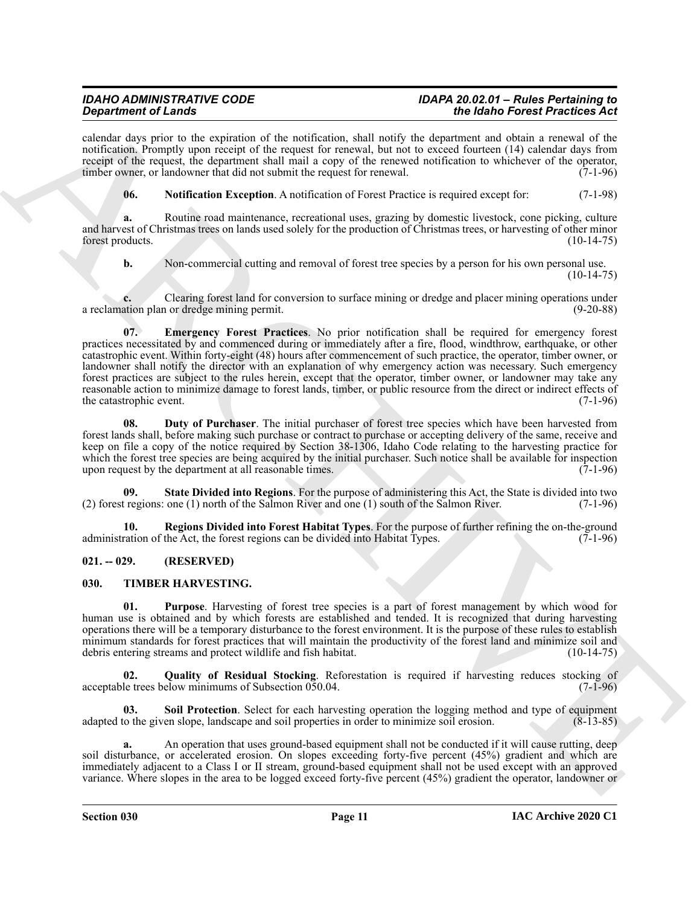calendar days prior to the expiration of the notification, shall notify the department and obtain a renewal of the notification. Promptly upon receipt of the request for renewal, but not to exceed fourteen (14) calendar days from receipt of the request, the department shall mail a copy of the renewed notification to whichever of the operator, timber owner, or landowner that did not submit the request for renewal. (7-1-96)

**06. Notification Exception**. A notification of Forest Practice is required except for: (7-1-98)

**a.** Routine road maintenance, recreational uses, grazing by domestic livestock, cone picking, culture and harvest of Christmas trees on lands used solely for the production of Christmas trees, or harvesting of other minor forest products. (10-14-75)

**b.** Non-commercial cutting and removal of forest tree species by a person for his own personal use. (10-14-75)

**c.** Clearing forest land for conversion to surface mining or dredge and placer mining operations under a reclamation plan or dredge mining permit. (9-20-88)

**07. Emergency Forest Practices**. No prior notification shall be required for emergency forest practices necessitated by and commenced during or immediately after a fire, flood, windthrow, earthquake, or other catastrophic event. Within forty-eight (48) hours after commencement of such practice, the operator, timber owner, or landowner shall notify the director with an explanation of why emergency action was necessary. Such emergency forest practices are subject to the rules herein, except that the operator, timber owner, or landowner may take any reasonable action to minimize damage to forest lands, timber, or public resource from the direct or indirect effects of the catastrophic event. (7-1-96)

**08. Duty of Purchaser**. The initial purchaser of forest tree species which have been harvested from forest lands shall, before making such purchase or contract to purchase or accepting delivery of the same, receive and keep on file a copy of the notice required by Section 38-1306, Idaho Code relating to the harvesting practice for which the forest tree species are being acquired by the initial purchaser. Such notice shall be available for inspection upon request by the department at all reasonable times. (7-1-96)

**09. State Divided into Regions**. For the purpose of administering this Act, the State is divided into two (2) forest regions: one (1) north of the Salmon River and one (1) south of the Salmon River. (7-1-96)

**10. Regions Divided into Forest Habitat Types**. For the purpose of further refining the on-the-ground administration of the Act, the forest regions can be divided into Habitat Types. (7-1-96)

## 021. -- 029. (RESERVED)

## 030. TIMBER HARVESTING.

**01. Purpose**. Harvesting of forest tree species is a part of forest management by which wood for human use is obtained and by which forests are established and tended. It is recognized that during harvesting operations there will be a temporary disturbance to the forest environment. It is the purpose of these rules to establish minimum standards for forest practices that will maintain the productivity of the forest land and minimize soil and debris entering streams and protect wildlife and fish habitat. (10-14-75)

**02. Quality of Residual Stocking**. Reforestation is required if harvesting reduces stocking of acceptable trees below minimums of Subsection 050.04. (7-1-96)

**03. Soil Protection**. Select for each harvesting operation the logging method and type of equipment adapted to the given slope, landscape and soil properties in order to minimize soil erosion. (8-13-85)

**a.** An operation that uses ground-based equipment shall not be conducted if it will cause rutting, deep soil disturbance, or accelerated erosion. On slopes exceeding forty-five percent (45%) gradient and which are immediately adjacent to a Class I or II stream, ground-based equipment shall not be used except with an approved variance. Where slopes in the area to be logged exceed forty-five percent (45%) gradient the operator, landowner or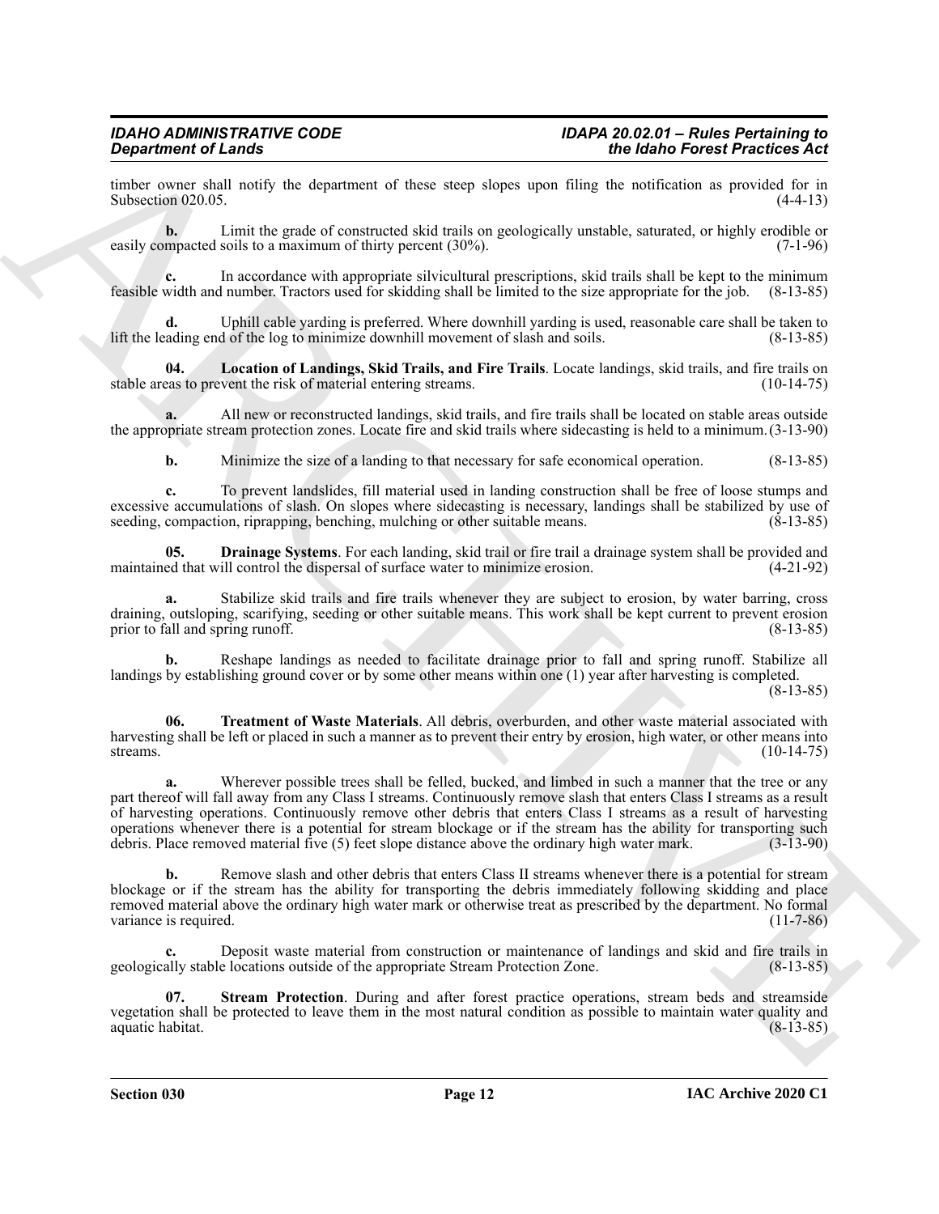timber owner shall notify the department of these steep slopes upon filing the notification as provided for in Subsection 020.05. (4-4-13)

**b.** Limit the grade of constructed skid trails on geologically unstable, saturated, or highly erodible or easily compacted soils to a maximum of thirty percent (30%). (7-1-96)

**c.** In accordance with appropriate silvicultural prescriptions, skid trails shall be kept to the minimum feasible width and number. Tractors used for skidding shall be limited to the size appropriate for the job. (8-13-85)

**d.** Uphill cable yarding is preferred. Where downhill yarding is used, reasonable care shall be taken to lift the leading end of the log to minimize downhill movement of slash and soils. (8-13-85)

**04. Location of Landings, Skid Trails, and Fire Trails**. Locate landings, skid trails, and fire trails on stable areas to prevent the risk of material entering streams. (10-14-75)

**a.** All new or reconstructed landings, skid trails, and fire trails shall be located on stable areas outside the appropriate stream protection zones. Locate fire and skid trails where sidecasting is held to a minimum. (3-13-90)

**b.** Minimize the size of a landing to that necessary for safe economical operation. (8-13-85)

**c.** To prevent landslides, fill material used in landing construction shall be free of loose stumps and excessive accumulations of slash. On slopes where sidecasting is necessary, landings shall be stabilized by use of seeding, compaction, riprapping, benching, mulching or other suitable means. (8-13-85)

**05. Drainage Systems**. For each landing, skid trail or fire trail a drainage system shall be provided and maintained that will control the dispersal of surface water to minimize erosion. (4-21-92)

**a.** Stabilize skid trails and fire trails whenever they are subject to erosion, by water barring, cross draining, outsloping, scarifying, seeding or other suitable means. This work shall be kept current to prevent erosion prior to fall and spring runoff. (8-13-85)

**b.** Reshape landings as needed to facilitate drainage prior to fall and spring runoff. Stabilize all landings by establishing ground cover or by some other means within one (1) year after harvesting is completed. (8-13-85)

**06. Treatment of Waste Materials**. All debris, overburden, and other waste material associated with harvesting shall be left or placed in such a manner as to prevent their entry by erosion, high water, or other means into streams. (10-14-75)

**a.** Wherever possible trees shall be felled, bucked, and limbed in such a manner that the tree or any part thereof will fall away from any Class I streams. Continuously remove slash that enters Class I streams as a result of harvesting operations. Continuously remove other debris that enters Class I streams as a result of harvesting operations whenever there is a potential for stream blockage or if the stream has the ability for transporting such debris. Place removed material five (5) feet slope distance above the ordinary high water mark. (3-13-90)

**b.** Remove slash and other debris that enters Class II streams whenever there is a potential for stream blockage or if the stream has the ability for transporting the debris immediately following skidding and place removed material above the ordinary high water mark or otherwise treat as prescribed by the department. No formal variance is required. (11-7-86)

**c.** Deposit waste material from construction or maintenance of landings and skid and fire trails in geologically stable locations outside of the appropriate Stream Protection Zone. (8-13-85)

**07. Stream Protection**. During and after forest practice operations, stream beds and streamside vegetation shall be protected to leave them in the most natural condition as possible to maintain water quality and aquatic habitat. (8-13-85)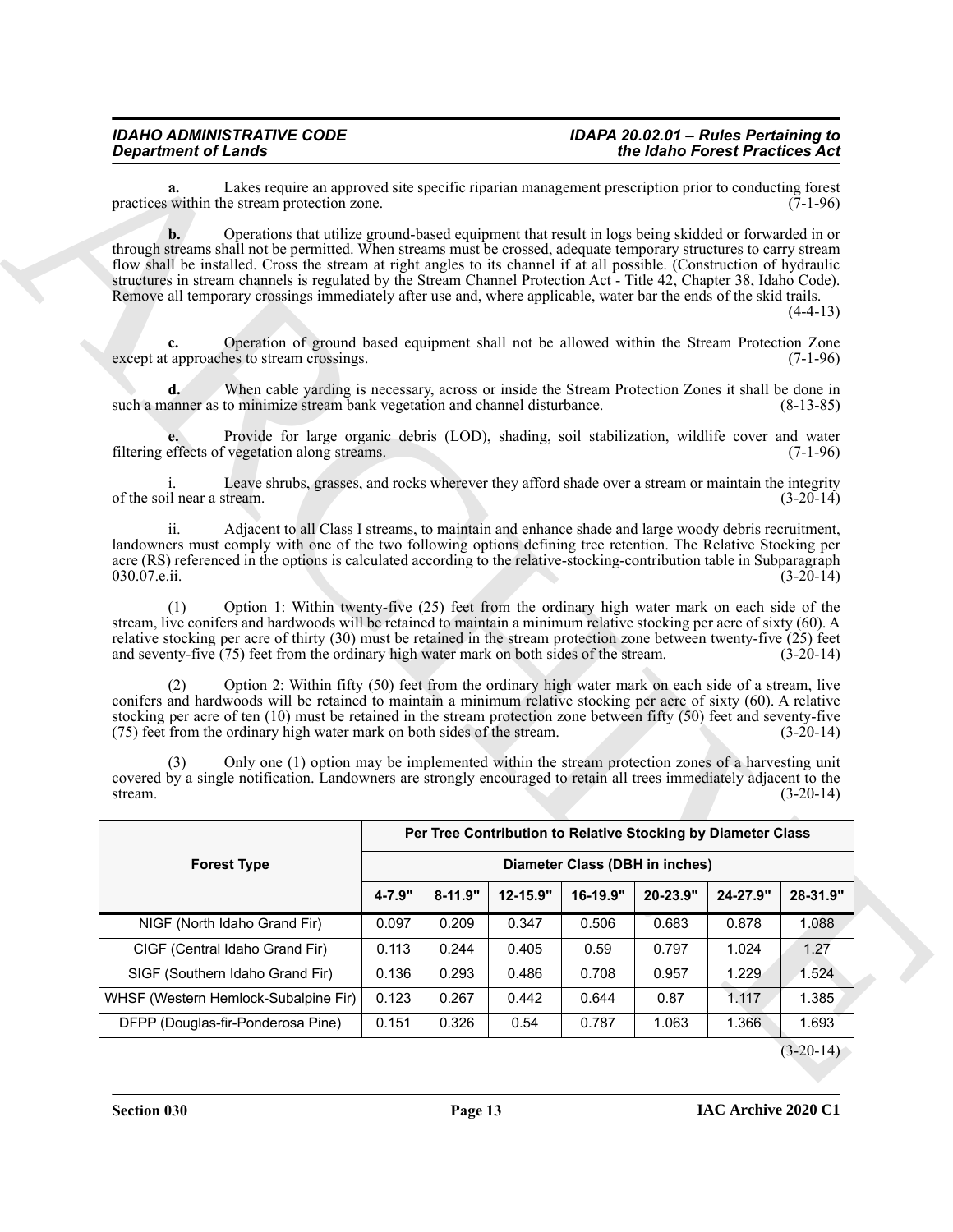**a.** Lakes require an approved site specific riparian management prescription prior to conducting forest practices within the stream protection zone. (7-1-96)

**b.** Operations that utilize ground-based equipment that result in logs being skidded or forwarded in or through streams shall not be permitted. When streams must be crossed, adequate temporary structures to carry stream flow shall be installed. Cross the stream at right angles to its channel if at all possible. (Construction of hydraulic structures in stream channels is regulated by the Stream Channel Protection Act - Title 42, Chapter 38, Idaho Code). Remove all temporary crossings immediately after use and, where applicable, water bar the ends of the skid trails. (4-4-13)

**c.** Operation of ground based equipment shall not be allowed within the Stream Protection Zone except at approaches to stream crossings. (7-1-96)

**d.** When cable yarding is necessary, across or inside the Stream Protection Zones it shall be done in such a manner as to minimize stream bank vegetation and channel disturbance. (8-13-85)

**e.** Provide for large organic debris (LOD), shading, soil stabilization, wildlife cover and water filtering effects of vegetation along streams. (7-1-96)

i. Leave shrubs, grasses, and rocks wherever they afford shade over a stream or maintain the integrity of the soil near a stream. (3-20-14)

ii. Adjacent to all Class I streams, to maintain and enhance shade and large woody debris recruitment, landowners must comply with one of the two following options defining tree retention. The Relative Stocking per acre (RS) referenced in the options is calculated according to the relative-stocking-contribution table in Subparagraph 030.07.e.ii. (3-20-14)

(1) Option 1: Within twenty-five (25) feet from the ordinary high water mark on each side of the stream, live conifers and hardwoods will be retained to maintain a minimum relative stocking per acre of sixty (60). A relative stocking per acre of thirty (30) must be retained in the stream protection zone between twenty-five (25) feet and seventy-five (75) feet from the ordinary high water mark on both sides of the stream. (3-20-14)

(2) Option 2: Within fifty (50) feet from the ordinary high water mark on each side of a stream, live conifers and hardwoods will be retained to maintain a minimum relative stocking per acre of sixty (60). A relative stocking per acre of ten (10) must be retained in the stream protection zone between fifty (50) feet and seventy-five (75) feet from the ordinary high water mark on both sides of the stream. (3-20-14)

(3) Only one (1) option may be implemented within the stream protection zones of a harvesting unit covered by a single notification. Landowners are strongly encouraged to retain all trees immediately adjacent to the stream. (3-20-14)

| Forest Type | Per Tree Contribution to Relative Stocking by Diameter Class | | | | | | |
|---|---|---|---|---|---|---|---|
| | Diameter Class (DBH in inches) | | | | | | |
| | 4-7.9" | 8-11.9" | 12-15.9" | 16-19.9" | 20-23.9" | 24-27.9" | 28-31.9" |
| NIGF (North Idaho Grand Fir) | 0.097 | 0.209 | 0.347 | 0.506 | 0.683 | 0.878 | 1.088 |
| CIGF (Central Idaho Grand Fir) | 0.113 | 0.244 | 0.405 | 0.59 | 0.797 | 1.024 | 1.27 |
| SIGF (Southern Idaho Grand Fir) | 0.136 | 0.293 | 0.486 | 0.708 | 0.957 | 1.229 | 1.524 |
| WHSF (Western Hemlock-Subalpine Fir) | 0.123 | 0.267 | 0.442 | 0.644 | 0.87 | 1.117 | 1.385 |
| DFPP (Douglas-fir-Ponderosa Pine) | 0.151 | 0.326 | 0.54 | 0.787 | 1.063 | 1.366 | 1.693 |

(3-20-14)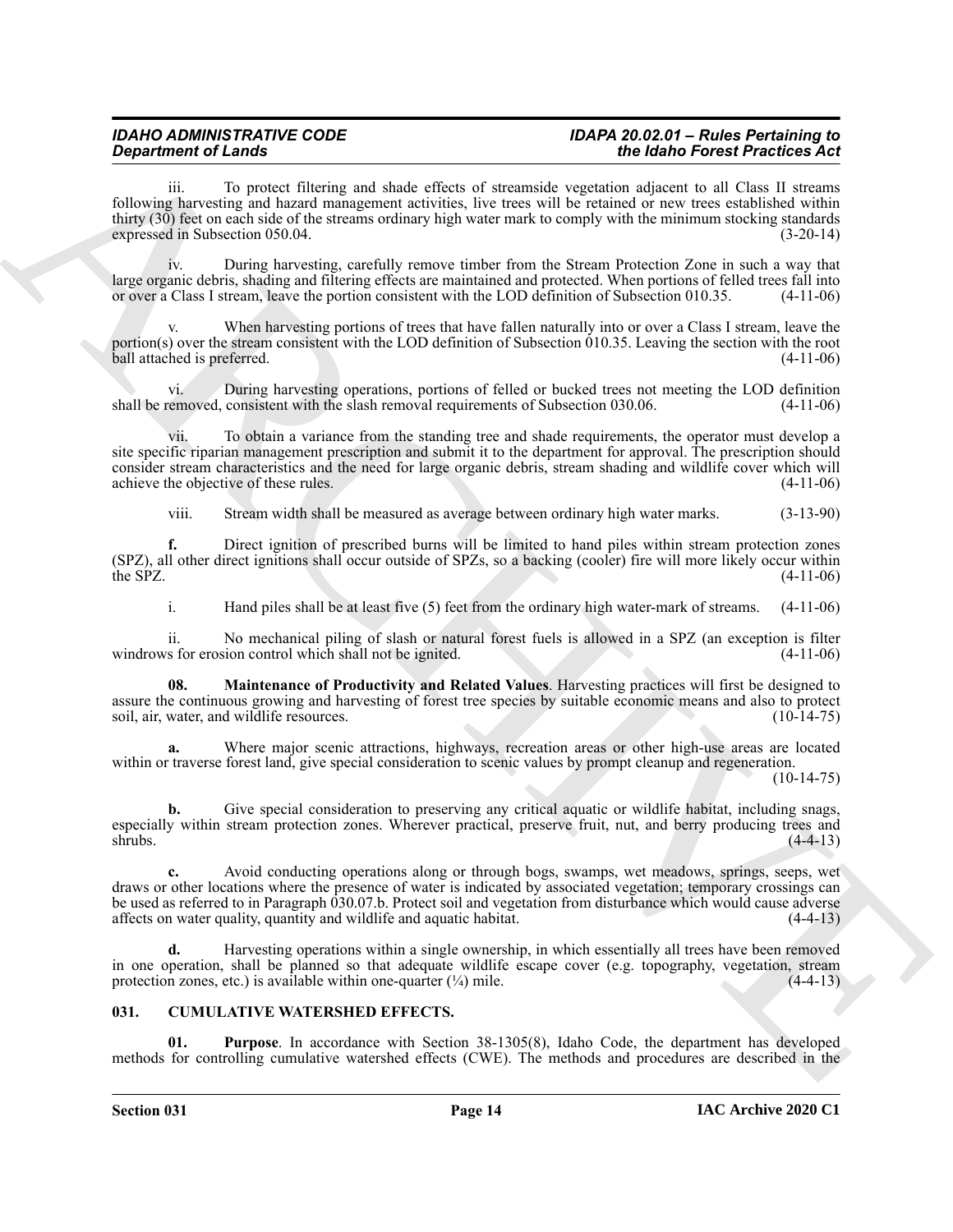iii. To protect filtering and shade effects of streamside vegetation adjacent to all Class II streams following harvesting and hazard management activities, live trees will be retained or new trees established within thirty (30) feet on each side of the streams ordinary high water mark to comply with the minimum stocking standards expressed in Subsection 050.04. (3-20-14)

iv. During harvesting, carefully remove timber from the Stream Protection Zone in such a way that large organic debris, shading and filtering effects are maintained and protected. When portions of felled trees fall into or over a Class I stream, leave the portion consistent with the LOD definition of Subsection 010.35. (4-11-06)

v. When harvesting portions of trees that have fallen naturally into or over a Class I stream, leave the portion(s) over the stream consistent with the LOD definition of Subsection 010.35. Leaving the section with the root ball attached is preferred. (4-11-06)

vi. During harvesting operations, portions of felled or bucked trees not meeting the LOD definition shall be removed, consistent with the slash removal requirements of Subsection 030.06. (4-11-06)

vii. To obtain a variance from the standing tree and shade requirements, the operator must develop a site specific riparian management prescription and submit it to the department for approval. The prescription should consider stream characteristics and the need for large organic debris, stream shading and wildlife cover which will achieve the objective of these rules. (4-11-06)

viii. Stream width shall be measured as average between ordinary high water marks. (3-13-90)

**f.** Direct ignition of prescribed burns will be limited to hand piles within stream protection zones (SPZ), all other direct ignitions shall occur outside of SPZs, so a backing (cooler) fire will more likely occur within the SPZ. (4-11-06)

i. Hand piles shall be at least five (5) feet from the ordinary high water-mark of streams. (4-11-06)

ii. No mechanical piling of slash or natural forest fuels is allowed in a SPZ (an exception is filter windrows for erosion control which shall not be ignited. (4-11-06)

**08. Maintenance of Productivity and Related Values**. Harvesting practices will first be designed to assure the continuous growing and harvesting of forest tree species by suitable economic means and also to protect soil, air, water, and wildlife resources. (10-14-75)

**a.** Where major scenic attractions, highways, recreation areas or other high-use areas are located within or traverse forest land, give special consideration to scenic values by prompt cleanup and regeneration. (10-14-75)

**b.** Give special consideration to preserving any critical aquatic or wildlife habitat, including snags, especially within stream protection zones. Wherever practical, preserve fruit, nut, and berry producing trees and shrubs. (4-4-13)

**c.** Avoid conducting operations along or through bogs, swamps, wet meadows, springs, seeps, wet draws or other locations where the presence of water is indicated by associated vegetation; temporary crossings can be used as referred to in Paragraph 030.07.b. Protect soil and vegetation from disturbance which would cause adverse affects on water quality, quantity and wildlife and aquatic habitat. (4-4-13)

**d.** Harvesting operations within a single ownership, in which essentially all trees have been removed in one operation, shall be planned so that adequate wildlife escape cover (e.g. topography, vegetation, stream protection zones, etc.) is available within one-quarter (¼) mile. (4-4-13)

### 031. CUMULATIVE WATERSHED EFFECTS.

**01. Purpose**. In accordance with Section 38-1305(8), Idaho Code, the department has developed methods for controlling cumulative watershed effects (CWE). The methods and procedures are described in the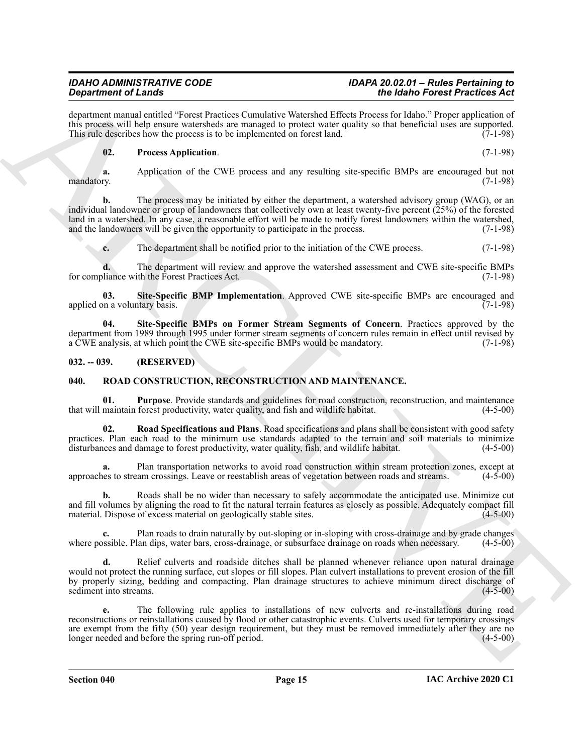department manual entitled "Forest Practices Cumulative Watershed Effects Process for Idaho." Proper application of this process will help ensure watersheds are managed to protect water quality so that beneficial uses are supported. This rule describes how the process is to be implemented on forest land. (7-1-98)

**02. Process Application**. (7-1-98)

**a.** Application of the CWE process and any resulting site-specific BMPs are encouraged but not mandatory. (7-1-98)

**b.** The process may be initiated by either the department, a watershed advisory group (WAG), or an individual landowner or group of landowners that collectively own at least twenty-five percent (25%) of the forested land in a watershed. In any case, a reasonable effort will be made to notify forest landowners within the watershed, and the landowners will be given the opportunity to participate in the process. (7-1-98)

**c.** The department shall be notified prior to the initiation of the CWE process. (7-1-98)

**d.** The department will review and approve the watershed assessment and CWE site-specific BMPs for compliance with the Forest Practices Act. (7-1-98)

**03. Site-Specific BMP Implementation**. Approved CWE site-specific BMPs are encouraged and applied on a voluntary basis. (7-1-98)

**04. Site-Specific BMPs on Former Stream Segments of Concern**. Practices approved by the department from 1989 through 1995 under former stream segments of concern rules remain in effect until revised by a CWE analysis, at which point the CWE site-specific BMPs would be mandatory. (7-1-98)

## 032. -- 039. (RESERVED)

## 040. ROAD CONSTRUCTION, RECONSTRUCTION AND MAINTENANCE.

**01. Purpose**. Provide standards and guidelines for road construction, reconstruction, and maintenance that will maintain forest productivity, water quality, and fish and wildlife habitat. (4-5-00)

**02. Road Specifications and Plans**. Road specifications and plans shall be consistent with good safety practices. Plan each road to the minimum use standards adapted to the terrain and soil materials to minimize disturbances and damage to forest productivity, water quality, fish, and wildlife habitat. (4-5-00)

**a.** Plan transportation networks to avoid road construction within stream protection zones, except at approaches to stream crossings. Leave or reestablish areas of vegetation between roads and streams. (4-5-00)

**b.** Roads shall be no wider than necessary to safely accommodate the anticipated use. Minimize cut and fill volumes by aligning the road to fit the natural terrain features as closely as possible. Adequately compact fill material. Dispose of excess material on geologically stable sites. (4-5-00)

**c.** Plan roads to drain naturally by out-sloping or in-sloping with cross-drainage and by grade changes where possible. Plan dips, water bars, cross-drainage, or subsurface drainage on roads when necessary. (4-5-00)

**d.** Relief culverts and roadside ditches shall be planned whenever reliance upon natural drainage would not protect the running surface, cut slopes or fill slopes. Plan culvert installations to prevent erosion of the fill by properly sizing, bedding and compacting. Plan drainage structures to achieve minimum direct discharge of sediment into streams. (4-5-00)

**e.** The following rule applies to installations of new culverts and re-installations during road reconstructions or reinstallations caused by flood or other catastrophic events. Culverts used for temporary crossings are exempt from the fifty (50) year design requirement, but they must be removed immediately after they are no longer needed and before the spring run-off period. (4-5-00)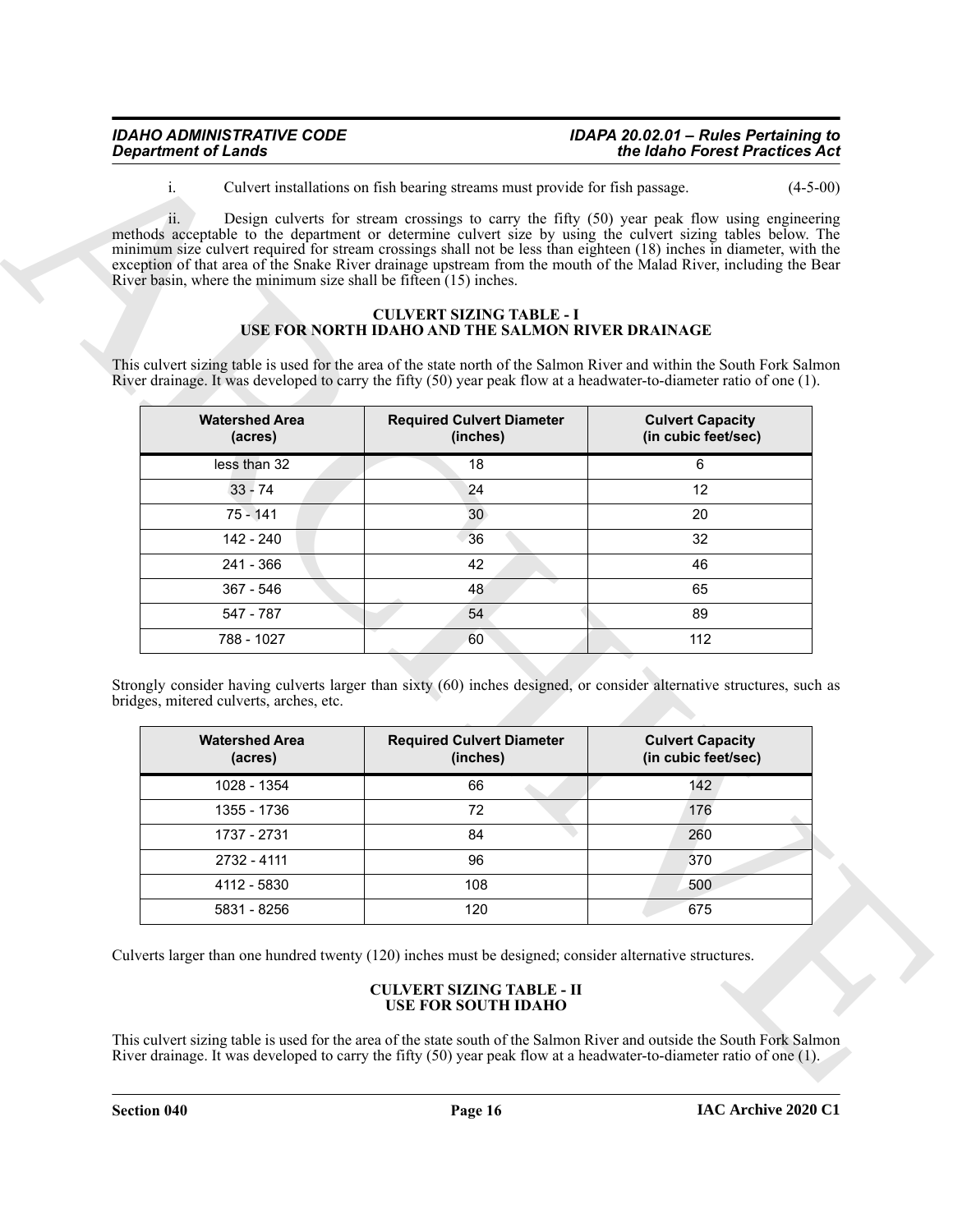i. Culvert installations on fish bearing streams must provide for fish passage. (4-5-00)

ii. Design culverts for stream crossings to carry the fifty (50) year peak flow using engineering methods acceptable to the department or determine culvert size by using the culvert sizing tables below. The minimum size culvert required for stream crossings shall not be less than eighteen (18) inches in diameter, with the exception of that area of the Snake River drainage upstream from the mouth of the Malad River, including the Bear River basin, where the minimum size shall be fifteen (15) inches.

**CULVERT SIZING TABLE - I**
**USE FOR NORTH IDAHO AND THE SALMON RIVER DRAINAGE**

This culvert sizing table is used for the area of the state north of the Salmon River and within the South Fork Salmon River drainage. It was developed to carry the fifty (50) year peak flow at a headwater-to-diameter ratio of one (1).

| Watershed Area (acres) | Required Culvert Diameter (inches) | Culvert Capacity (in cubic feet/sec) |
|---|---|---|
| less than 32 | 18 | 6 |
| 33 - 74 | 24 | 12 |
| 75 - 141 | 30 | 20 |
| 142 - 240 | 36 | 32 |
| 241 - 366 | 42 | 46 |
| 367 - 546 | 48 | 65 |
| 547 - 787 | 54 | 89 |
| 788 - 1027 | 60 | 112 |

Strongly consider having culverts larger than sixty (60) inches designed, or consider alternative structures, such as bridges, mitered culverts, arches, etc.

| Watershed Area (acres) | Required Culvert Diameter (inches) | Culvert Capacity (in cubic feet/sec) |
|---|---|---|
| 1028 - 1354 | 66 | 142 |
| 1355 - 1736 | 72 | 176 |
| 1737 - 2731 | 84 | 260 |
| 2732 - 4111 | 96 | 370 |
| 4112 - 5830 | 108 | 500 |
| 5831 - 8256 | 120 | 675 |

Culverts larger than one hundred twenty (120) inches must be designed; consider alternative structures.

**CULVERT SIZING TABLE - II**
**USE FOR SOUTH IDAHO**

This culvert sizing table is used for the area of the state south of the Salmon River and outside the South Fork Salmon River drainage. It was developed to carry the fifty (50) year peak flow at a headwater-to-diameter ratio of one (1).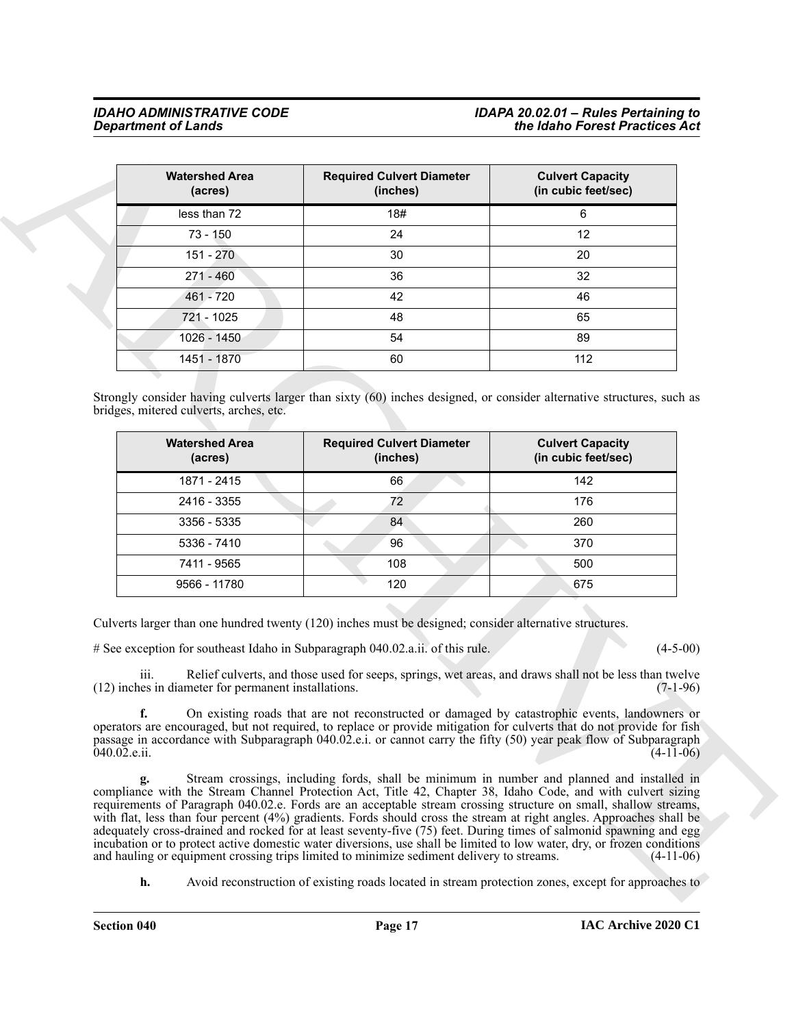| Watershed Area (acres) | Required Culvert Diameter (inches) | Culvert Capacity (in cubic feet/sec) |
|---|---|---|
| less than 72 | 18# | 6 |
| 73 - 150 | 24 | 12 |
| 151 - 270 | 30 | 20 |
| 271 - 460 | 36 | 32 |
| 461 - 720 | 42 | 46 |
| 721 - 1025 | 48 | 65 |
| 1026 - 1450 | 54 | 89 |
| 1451 - 1870 | 60 | 112 |

Strongly consider having culverts larger than sixty (60) inches designed, or consider alternative structures, such as bridges, mitered culverts, arches, etc.

| Watershed Area (acres) | Required Culvert Diameter (inches) | Culvert Capacity (in cubic feet/sec) |
|---|---|---|
| 1871 - 2415 | 66 | 142 |
| 2416 - 3355 | 72 | 176 |
| 3356 - 5335 | 84 | 260 |
| 5336 - 7410 | 96 | 370 |
| 7411 - 9565 | 108 | 500 |
| 9566 - 11780 | 120 | 675 |

Culverts larger than one hundred twenty (120) inches must be designed; consider alternative structures.

# See exception for southeast Idaho in Subparagraph 040.02.a.ii. of this rule. (4-5-00)

iii. Relief culverts, and those used for seeps, springs, wet areas, and draws shall not be less than twelve (12) inches in diameter for permanent installations. (7-1-96)

**f.** On existing roads that are not reconstructed or damaged by catastrophic events, landowners or operators are encouraged, but not required, to replace or provide mitigation for culverts that do not provide for fish passage in accordance with Subparagraph 040.02.e.i. or cannot carry the fifty (50) year peak flow of Subparagraph 040.02.e.ii. (4-11-06)

**g.** Stream crossings, including fords, shall be minimum in number and planned and installed in compliance with the Stream Channel Protection Act, Title 42, Chapter 38, Idaho Code, and with culvert sizing requirements of Paragraph 040.02.e. Fords are an acceptable stream crossing structure on small, shallow streams, with flat, less than four percent (4%) gradients. Fords should cross the stream at right angles. Approaches shall be adequately cross-drained and rocked for at least seventy-five (75) feet. During times of salmonid spawning and egg incubation or to protect active domestic water diversions, use shall be limited to low water, dry, or frozen conditions and hauling or equipment crossing trips limited to minimize sediment delivery to streams. (4-11-06)

**h.** Avoid reconstruction of existing roads located in stream protection zones, except for approaches to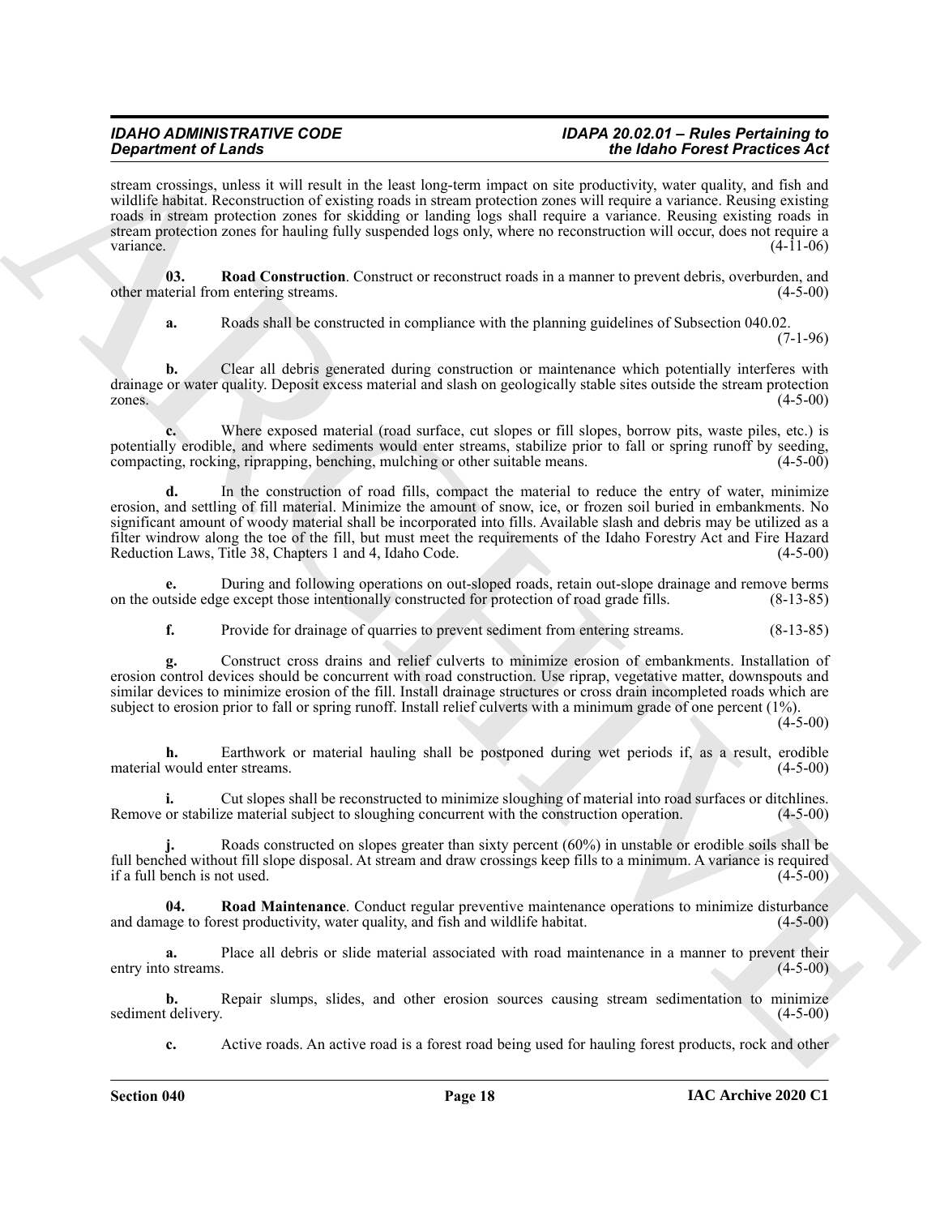stream crossings, unless it will result in the least long-term impact on site productivity, water quality, and fish and wildlife habitat. Reconstruction of existing roads in stream protection zones will require a variance. Reusing existing roads in stream protection zones for skidding or landing logs shall require a variance. Reusing existing roads in stream protection zones for hauling fully suspended logs only, where no reconstruction will occur, does not require a variance. (4-11-06)

**03. Road Construction**. Construct or reconstruct roads in a manner to prevent debris, overburden, and other material from entering streams. (4-5-00)

**a.** Roads shall be constructed in compliance with the planning guidelines of Subsection 040.02. (7-1-96)

**b.** Clear all debris generated during construction or maintenance which potentially interferes with drainage or water quality. Deposit excess material and slash on geologically stable sites outside the stream protection zones. (4-5-00)

**c.** Where exposed material (road surface, cut slopes or fill slopes, borrow pits, waste piles, etc.) is potentially erodible, and where sediments would enter streams, stabilize prior to fall or spring runoff by seeding, compacting, rocking, riprapping, benching, mulching or other suitable means. (4-5-00)

**d.** In the construction of road fills, compact the material to reduce the entry of water, minimize erosion, and settling of fill material. Minimize the amount of snow, ice, or frozen soil buried in embankments. No significant amount of woody material shall be incorporated into fills. Available slash and debris may be utilized as a filter windrow along the toe of the fill, but must meet the requirements of the Idaho Forestry Act and Fire Hazard Reduction Laws, Title 38, Chapters 1 and 4, Idaho Code. (4-5-00)

**e.** During and following operations on out-sloped roads, retain out-slope drainage and remove berms on the outside edge except those intentionally constructed for protection of road grade fills. (8-13-85)

**f.** Provide for drainage of quarries to prevent sediment from entering streams. (8-13-85)

**g.** Construct cross drains and relief culverts to minimize erosion of embankments. Installation of erosion control devices should be concurrent with road construction. Use riprap, vegetative matter, downspouts and similar devices to minimize erosion of the fill. Install drainage structures or cross drain incompleted roads which are subject to erosion prior to fall or spring runoff. Install relief culverts with a minimum grade of one percent (1%). (4-5-00)

**h.** Earthwork or material hauling shall be postponed during wet periods if, as a result, erodible material would enter streams. (4-5-00)

**i.** Cut slopes shall be reconstructed to minimize sloughing of material into road surfaces or ditchlines. Remove or stabilize material subject to sloughing concurrent with the construction operation. (4-5-00)

**j.** Roads constructed on slopes greater than sixty percent (60%) in unstable or erodible soils shall be full benched without fill slope disposal. At stream and draw crossings keep fills to a minimum. A variance is required if a full bench is not used. (4-5-00)

**04. Road Maintenance**. Conduct regular preventive maintenance operations to minimize disturbance and damage to forest productivity, water quality, and fish and wildlife habitat. (4-5-00)

**a.** Place all debris or slide material associated with road maintenance in a manner to prevent their entry into streams. (4-5-00)

**b.** Repair slumps, slides, and other erosion sources causing stream sedimentation to minimize sediment delivery. (4-5-00)

**c.** Active roads. An active road is a forest road being used for hauling forest products, rock and other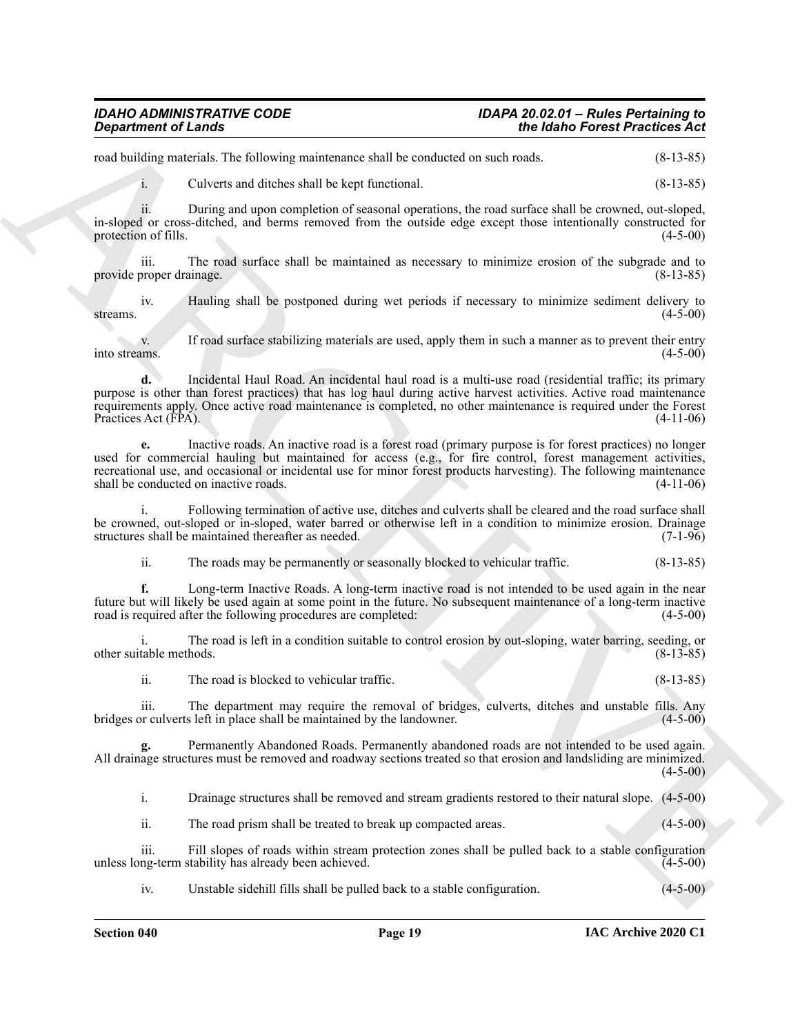road building materials. The following maintenance shall be conducted on such roads. (8-13-85)

i. Culverts and ditches shall be kept functional. (8-13-85)

ii. During and upon completion of seasonal operations, the road surface shall be crowned, out-sloped, in-sloped or cross-ditched, and berms removed from the outside edge except those intentionally constructed for protection of fills. (4-5-00)

iii. The road surface shall be maintained as necessary to minimize erosion of the subgrade and to provide proper drainage. (8-13-85)

iv. Hauling shall be postponed during wet periods if necessary to minimize sediment delivery to streams. (4-5-00)

v. If road surface stabilizing materials are used, apply them in such a manner as to prevent their entry into streams. (4-5-00)

**d.** Incidental Haul Road. An incidental haul road is a multi-use road (residential traffic; its primary purpose is other than forest practices) that has log haul during active harvest activities. Active road maintenance requirements apply. Once active road maintenance is completed, no other maintenance is required under the Forest Practices Act (FPA). (4-11-06)

**e.** Inactive roads. An inactive road is a forest road (primary purpose is for forest practices) no longer used for commercial hauling but maintained for access (e.g., for fire control, forest management activities, recreational use, and occasional or incidental use for minor forest products harvesting). The following maintenance shall be conducted on inactive roads. (4-11-06)

i. Following termination of active use, ditches and culverts shall be cleared and the road surface shall be crowned, out-sloped or in-sloped, water barred or otherwise left in a condition to minimize erosion. Drainage structures shall be maintained thereafter as needed. (7-1-96)

ii. The roads may be permanently or seasonally blocked to vehicular traffic. (8-13-85)

**f.** Long-term Inactive Roads. A long-term inactive road is not intended to be used again in the near future but will likely be used again at some point in the future. No subsequent maintenance of a long-term inactive road is required after the following procedures are completed: (4-5-00)

i. The road is left in a condition suitable to control erosion by out-sloping, water barring, seeding, or other suitable methods. (8-13-85)

ii. The road is blocked to vehicular traffic. (8-13-85)

iii. The department may require the removal of bridges, culverts, ditches and unstable fills. Any bridges or culverts left in place shall be maintained by the landowner. (4-5-00)

**g.** Permanently Abandoned Roads. Permanently abandoned roads are not intended to be used again. All drainage structures must be removed and roadway sections treated so that erosion and landsliding are minimized. (4-5-00)

i. Drainage structures shall be removed and stream gradients restored to their natural slope. (4-5-00)

ii. The road prism shall be treated to break up compacted areas. (4-5-00)

iii. Fill slopes of roads within stream protection zones shall be pulled back to a stable configuration unless long-term stability has already been achieved. (4-5-00)

iv. Unstable sidehill fills shall be pulled back to a stable configuration. (4-5-00)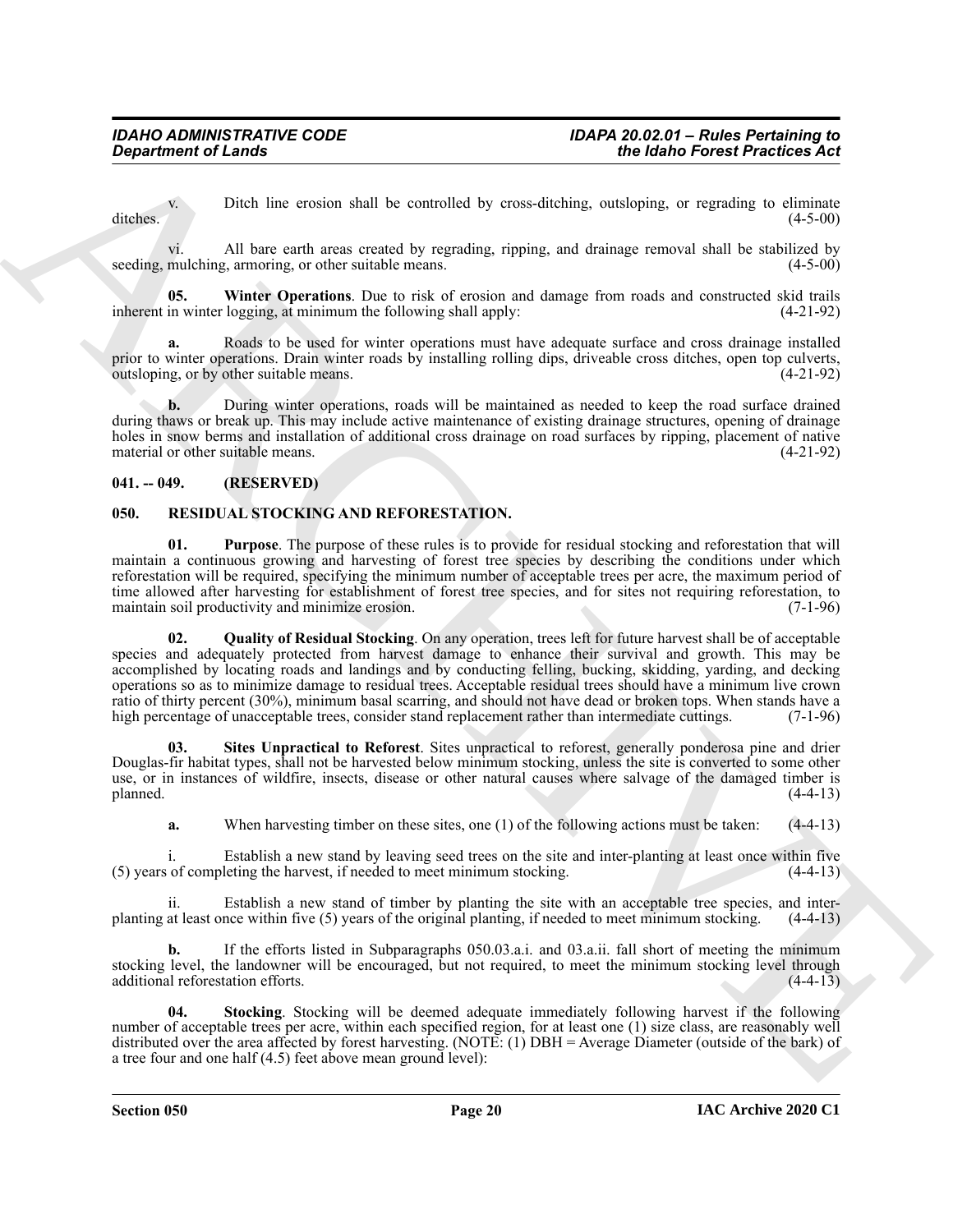v. Ditch line erosion shall be controlled by cross-ditching, outsloping, or regrading to eliminate ditches. (4-5-00)

vi. All bare earth areas created by regrading, ripping, and drainage removal shall be stabilized by seeding, mulching, armoring, or other suitable means. (4-5-00)

**05. Winter Operations**. Due to risk of erosion and damage from roads and constructed skid trails inherent in winter logging, at minimum the following shall apply: (4-21-92)

**a.** Roads to be used for winter operations must have adequate surface and cross drainage installed prior to winter operations. Drain winter roads by installing rolling dips, driveable cross ditches, open top culverts, outsloping, or by other suitable means. (4-21-92)

**b.** During winter operations, roads will be maintained as needed to keep the road surface drained during thaws or break up. This may include active maintenance of existing drainage structures, opening of drainage holes in snow berms and installation of additional cross drainage on road surfaces by ripping, placement of native material or other suitable means. (4-21-92)

## 041. -- 049. (RESERVED)

## 050. RESIDUAL STOCKING AND REFORESTATION.

**01. Purpose**. The purpose of these rules is to provide for residual stocking and reforestation that will maintain a continuous growing and harvesting of forest tree species by describing the conditions under which reforestation will be required, specifying the minimum number of acceptable trees per acre, the maximum period of time allowed after harvesting for establishment of forest tree species, and for sites not requiring reforestation, to maintain soil productivity and minimize erosion. (7-1-96)

**02. Quality of Residual Stocking**. On any operation, trees left for future harvest shall be of acceptable species and adequately protected from harvest damage to enhance their survival and growth. This may be accomplished by locating roads and landings and by conducting felling, bucking, skidding, yarding, and decking operations so as to minimize damage to residual trees. Acceptable residual trees should have a minimum live crown ratio of thirty percent (30%), minimum basal scarring, and should not have dead or broken tops. When stands have a high percentage of unacceptable trees, consider stand replacement rather than intermediate cuttings. (7-1-96)

**03. Sites Unpractical to Reforest**. Sites unpractical to reforest, generally ponderosa pine and drier Douglas-fir habitat types, shall not be harvested below minimum stocking, unless the site is converted to some other use, or in instances of wildfire, insects, disease or other natural causes where salvage of the damaged timber is planned. (4-4-13)

**a.** When harvesting timber on these sites, one (1) of the following actions must be taken: (4-4-13)

i. Establish a new stand by leaving seed trees on the site and inter-planting at least once within five (5) years of completing the harvest, if needed to meet minimum stocking. (4-4-13)

ii. Establish a new stand of timber by planting the site with an acceptable tree species, and inter-planting at least once within five (5) years of the original planting, if needed to meet minimum stocking. (4-4-13)

**b.** If the efforts listed in Subparagraphs 050.03.a.i. and 03.a.ii. fall short of meeting the minimum stocking level, the landowner will be encouraged, but not required, to meet the minimum stocking level through additional reforestation efforts. (4-4-13)

**04. Stocking**. Stocking will be deemed adequate immediately following harvest if the following number of acceptable trees per acre, within each specified region, for at least one (1) size class, are reasonably well distributed over the area affected by forest harvesting. (NOTE: (1) DBH = Average Diameter (outside of the bark) of a tree four and one half (4.5) feet above mean ground level):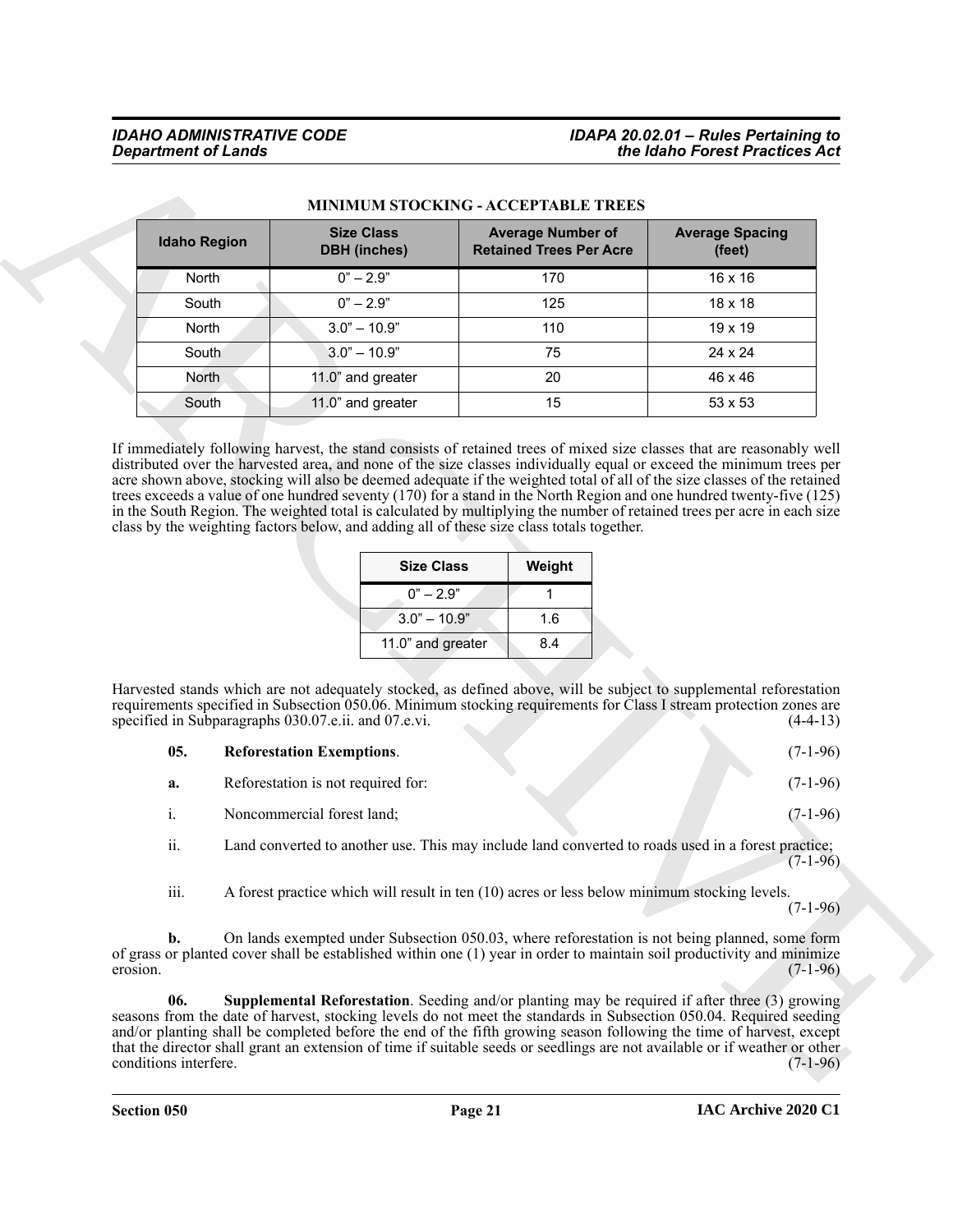**MINIMUM STOCKING - ACCEPTABLE TREES**

| Idaho Region | Size Class DBH (inches) | Average Number of Retained Trees Per Acre | Average Spacing (feet) |
|---|---|---|---|
| North | 0" – 2.9" | 170 | 16 x 16 |
| South | 0" – 2.9" | 125 | 18 x 18 |
| North | 3.0" – 10.9" | 110 | 19 x 19 |
| South | 3.0" – 10.9" | 75 | 24 x 24 |
| North | 11.0" and greater | 20 | 46 x 46 |
| South | 11.0" and greater | 15 | 53 x 53 |

If immediately following harvest, the stand consists of retained trees of mixed size classes that are reasonably well distributed over the harvested area, and none of the size classes individually equal or exceed the minimum trees per acre shown above, stocking will also be deemed adequate if the weighted total of all of the size classes of the retained trees exceeds a value of one hundred seventy (170) for a stand in the North Region and one hundred twenty-five (125) in the South Region. The weighted total is calculated by multiplying the number of retained trees per acre in each size class by the weighting factors below, and adding all of these size class totals together.

| Size Class | Weight |
|---|---|
| 0" – 2.9" | 1 |
| 3.0" – 10.9" | 1.6 |
| 11.0" and greater | 8.4 |

Harvested stands which are not adequately stocked, as defined above, will be subject to supplemental reforestation requirements specified in Subsection 050.06. Minimum stocking requirements for Class I stream protection zones are specified in Subparagraphs 030.07.e.ii. and 07.e.vi. (4-4-13)

**05. Reforestation Exemptions**. (7-1-96)

**a.** Reforestation is not required for: (7-1-96)

i. Noncommercial forest land; (7-1-96)

ii. Land converted to another use. This may include land converted to roads used in a forest practice; (7-1-96)

iii. A forest practice which will result in ten (10) acres or less below minimum stocking levels. (7-1-96)

**b.** On lands exempted under Subsection 050.03, where reforestation is not being planned, some form of grass or planted cover shall be established within one (1) year in order to maintain soil productivity and minimize erosion. (7-1-96)

**06. Supplemental Reforestation**. Seeding and/or planting may be required if after three (3) growing seasons from the date of harvest, stocking levels do not meet the standards in Subsection 050.04. Required seeding and/or planting shall be completed before the end of the fifth growing season following the time of harvest, except that the director shall grant an extension of time if suitable seeds or seedlings are not available or if weather or other conditions interfere. (7-1-96)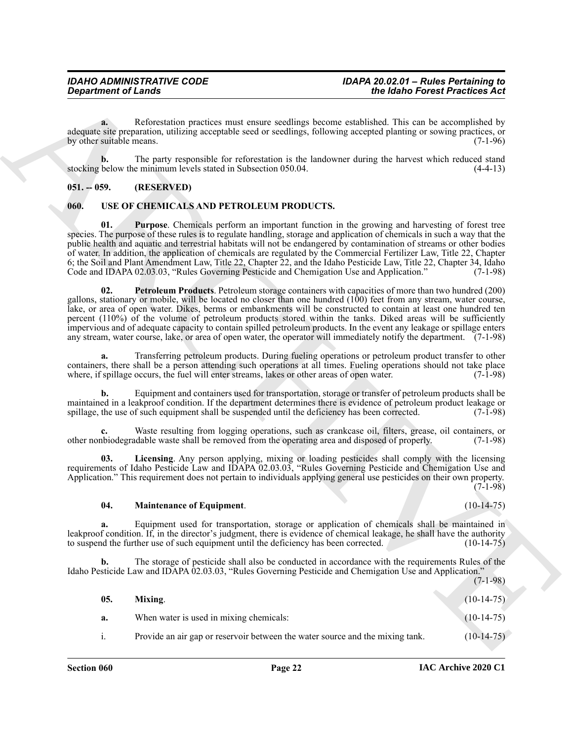**a.** Reforestation practices must ensure seedlings become established. This can be accomplished by adequate site preparation, utilizing acceptable seed or seedlings, following accepted planting or sowing practices, or by other suitable means. (7-1-96)

**b.** The party responsible for reforestation is the landowner during the harvest which reduced stand stocking below the minimum levels stated in Subsection 050.04. (4-4-13)

## 051. -- 059. (RESERVED)

## 060. USE OF CHEMICALS AND PETROLEUM PRODUCTS.

**01. Purpose**. Chemicals perform an important function in the growing and harvesting of forest tree species. The purpose of these rules is to regulate handling, storage and application of chemicals in such a way that the public health and aquatic and terrestrial habitats will not be endangered by contamination of streams or other bodies of water. In addition, the application of chemicals are regulated by the Commercial Fertilizer Law, Title 22, Chapter 6; the Soil and Plant Amendment Law, Title 22, Chapter 22, and the Idaho Pesticide Law, Title 22, Chapter 34, Idaho Code and IDAPA 02.03.03, "Rules Governing Pesticide and Chemigation Use and Application." (7-1-98)

**02. Petroleum Products**. Petroleum storage containers with capacities of more than two hundred (200) gallons, stationary or mobile, will be located no closer than one hundred (100) feet from any stream, water course, lake, or area of open water. Dikes, berms or embankments will be constructed to contain at least one hundred ten percent (110%) of the volume of petroleum products stored within the tanks. Diked areas will be sufficiently impervious and of adequate capacity to contain spilled petroleum products. In the event any leakage or spillage enters any stream, water course, lake, or area of open water, the operator will immediately notify the department. (7-1-98)

**a.** Transferring petroleum products. During fueling operations or petroleum product transfer to other containers, there shall be a person attending such operations at all times. Fueling operations should not take place where, if spillage occurs, the fuel will enter streams, lakes or other areas of open water. (7-1-98)

**b.** Equipment and containers used for transportation, storage or transfer of petroleum products shall be maintained in a leakproof condition. If the department determines there is evidence of petroleum product leakage or spillage, the use of such equipment shall be suspended until the deficiency has been corrected. (7-1-98)

**c.** Waste resulting from logging operations, such as crankcase oil, filters, grease, oil containers, or other nonbiodegradable waste shall be removed from the operating area and disposed of properly. (7-1-98)

**03. Licensing**. Any person applying, mixing or loading pesticides shall comply with the licensing requirements of Idaho Pesticide Law and IDAPA 02.03.03, "Rules Governing Pesticide and Chemigation Use and Application." This requirement does not pertain to individuals applying general use pesticides on their own property. (7-1-98)

**04. Maintenance of Equipment**. (10-14-75)

**a.** Equipment used for transportation, storage or application of chemicals shall be maintained in leakproof condition. If, in the director's judgment, there is evidence of chemical leakage, he shall have the authority to suspend the further use of such equipment until the deficiency has been corrected. (10-14-75)

**b.** The storage of pesticide shall also be conducted in accordance with the requirements Rules of the Idaho Pesticide Law and IDAPA 02.03.03, "Rules Governing Pesticide and Chemigation Use and Application." (7-1-98)

**05. Mixing**. (10-14-75)

**a.** When water is used in mixing chemicals: (10-14-75)

i. Provide an air gap or reservoir between the water source and the mixing tank. (10-14-75)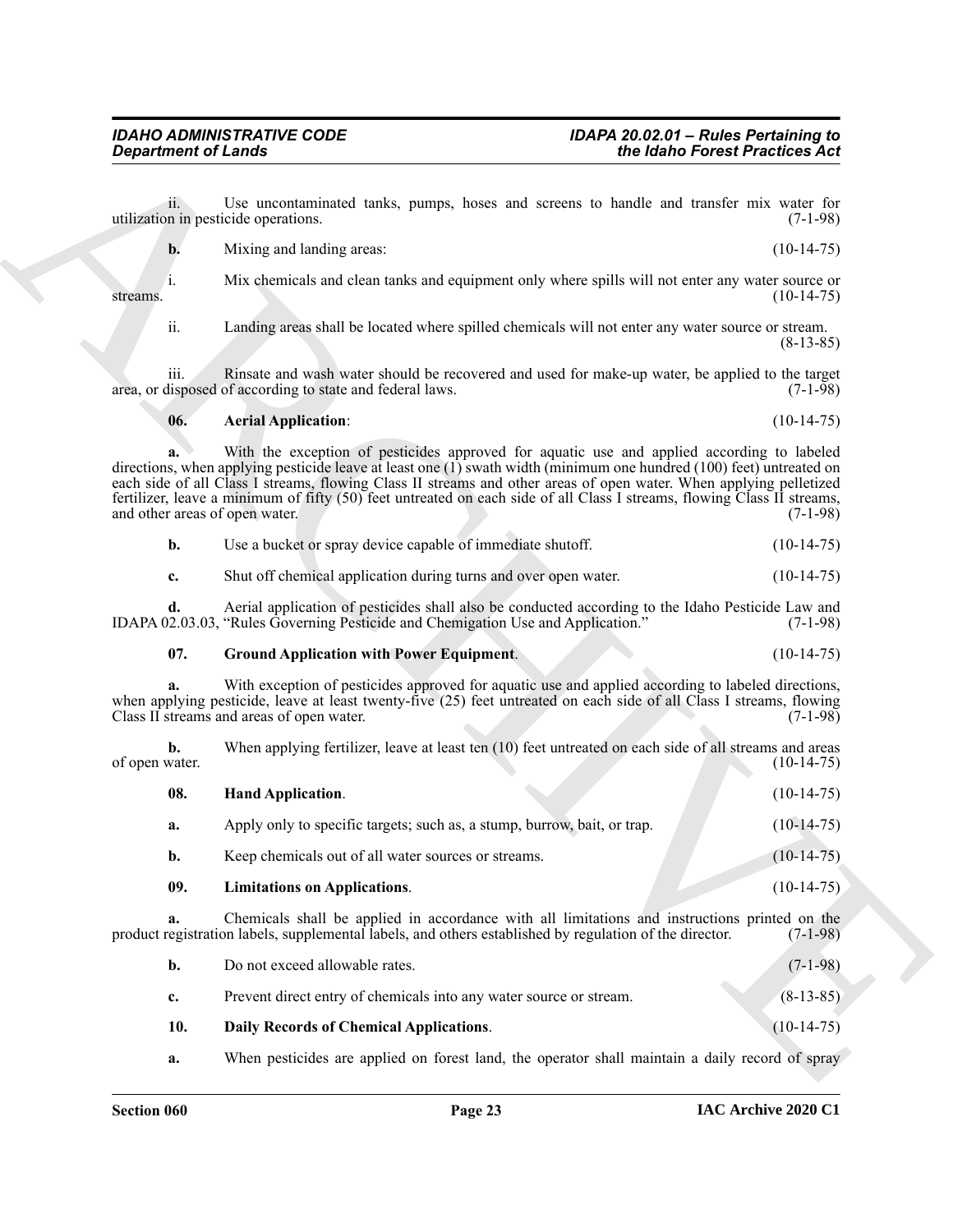ii. Use uncontaminated tanks, pumps, hoses and screens to handle and transfer mix water for utilization in pesticide operations. (7-1-98)

**b.** Mixing and landing areas: (10-14-75)

i. Mix chemicals and clean tanks and equipment only where spills will not enter any water source or streams. (10-14-75)

ii. Landing areas shall be located where spilled chemicals will not enter any water source or stream. (8-13-85)

iii. Rinsate and wash water should be recovered and used for make-up water, be applied to the target area, or disposed of according to state and federal laws. (7-1-98)

**06. Aerial Application**: (10-14-75)

**a.** With the exception of pesticides approved for aquatic use and applied according to labeled directions, when applying pesticide leave at least one (1) swath width (minimum one hundred (100) feet) untreated on each side of all Class I streams, flowing Class II streams and other areas of open water. When applying pelletized fertilizer, leave a minimum of fifty (50) feet untreated on each side of all Class I streams, flowing Class II streams, and other areas of open water. (7-1-98)

**b.** Use a bucket or spray device capable of immediate shutoff. (10-14-75)

**c.** Shut off chemical application during turns and over open water. (10-14-75)

**d.** Aerial application of pesticides shall also be conducted according to the Idaho Pesticide Law and IDAPA 02.03.03, "Rules Governing Pesticide and Chemigation Use and Application." (7-1-98)

**07. Ground Application with Power Equipment**. (10-14-75)

**a.** With exception of pesticides approved for aquatic use and applied according to labeled directions, when applying pesticide, leave at least twenty-five (25) feet untreated on each side of all Class I streams, flowing Class II streams and areas of open water. (7-1-98)

**b.** When applying fertilizer, leave at least ten (10) feet untreated on each side of all streams and areas of open water. (10-14-75)

**08. Hand Application**. (10-14-75)

**a.** Apply only to specific targets; such as, a stump, burrow, bait, or trap. (10-14-75)

**b.** Keep chemicals out of all water sources or streams. (10-14-75)

**09. Limitations on Applications**. (10-14-75)

**a.** Chemicals shall be applied in accordance with all limitations and instructions printed on the product registration labels, supplemental labels, and others established by regulation of the director. (7-1-98)

**b.** Do not exceed allowable rates. (7-1-98)

**c.** Prevent direct entry of chemicals into any water source or stream. (8-13-85)

**10. Daily Records of Chemical Applications**. (10-14-75)

**a.** When pesticides are applied on forest land, the operator shall maintain a daily record of spray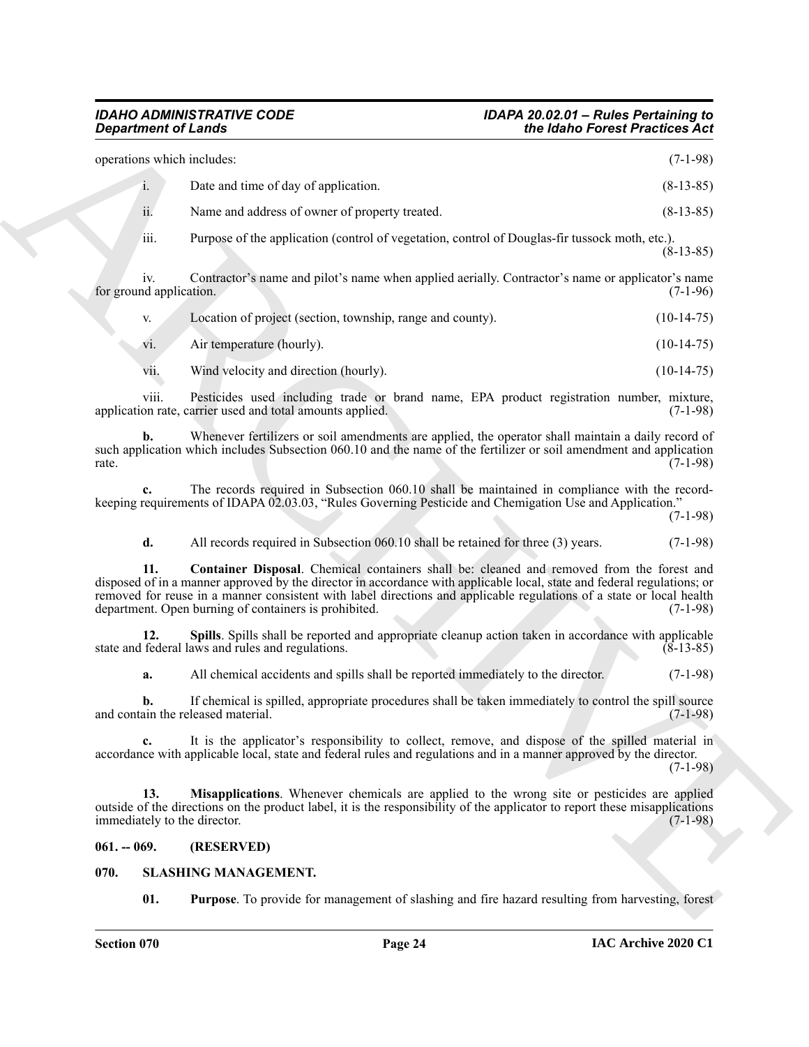operations which includes: (7-1-98)

i. Date and time of day of application. (8-13-85)

ii. Name and address of owner of property treated. (8-13-85)

iii. Purpose of the application (control of vegetation, control of Douglas-fir tussock moth, etc.). (8-13-85)

iv. Contractor's name and pilot's name when applied aerially. Contractor's name or applicator's name for ground application. (7-1-96)

v. Location of project (section, township, range and county). (10-14-75)

vi. Air temperature (hourly). (10-14-75)

vii. Wind velocity and direction (hourly). (10-14-75)

viii. Pesticides used including trade or brand name, EPA product registration number, mixture, application rate, carrier used and total amounts applied. (7-1-98)

**b.** Whenever fertilizers or soil amendments are applied, the operator shall maintain a daily record of such application which includes Subsection 060.10 and the name of the fertilizer or soil amendment and application rate. (7-1-98)

**c.** The records required in Subsection 060.10 shall be maintained in compliance with the record-keeping requirements of IDAPA 02.03.03, "Rules Governing Pesticide and Chemigation Use and Application." (7-1-98)

**d.** All records required in Subsection 060.10 shall be retained for three (3) years. (7-1-98)

**11. Container Disposal**. Chemical containers shall be: cleaned and removed from the forest and disposed of in a manner approved by the director in accordance with applicable local, state and federal regulations; or removed for reuse in a manner consistent with label directions and applicable regulations of a state or local health department. Open burning of containers is prohibited. (7-1-98)

**12. Spills**. Spills shall be reported and appropriate cleanup action taken in accordance with applicable state and federal laws and rules and regulations. (8-13-85)

**a.** All chemical accidents and spills shall be reported immediately to the director. (7-1-98)

**b.** If chemical is spilled, appropriate procedures shall be taken immediately to control the spill source and contain the released material. (7-1-98)

**c.** It is the applicator's responsibility to collect, remove, and dispose of the spilled material in accordance with applicable local, state and federal rules and regulations and in a manner approved by the director. (7-1-98)

**13. Misapplications**. Whenever chemicals are applied to the wrong site or pesticides are applied outside of the directions on the product label, it is the responsibility of the applicator to report these misapplications immediately to the director. (7-1-98)

## 061. -- 069. (RESERVED)

## 070. SLASHING MANAGEMENT.

**01. Purpose**. To provide for management of slashing and fire hazard resulting from harvesting, forest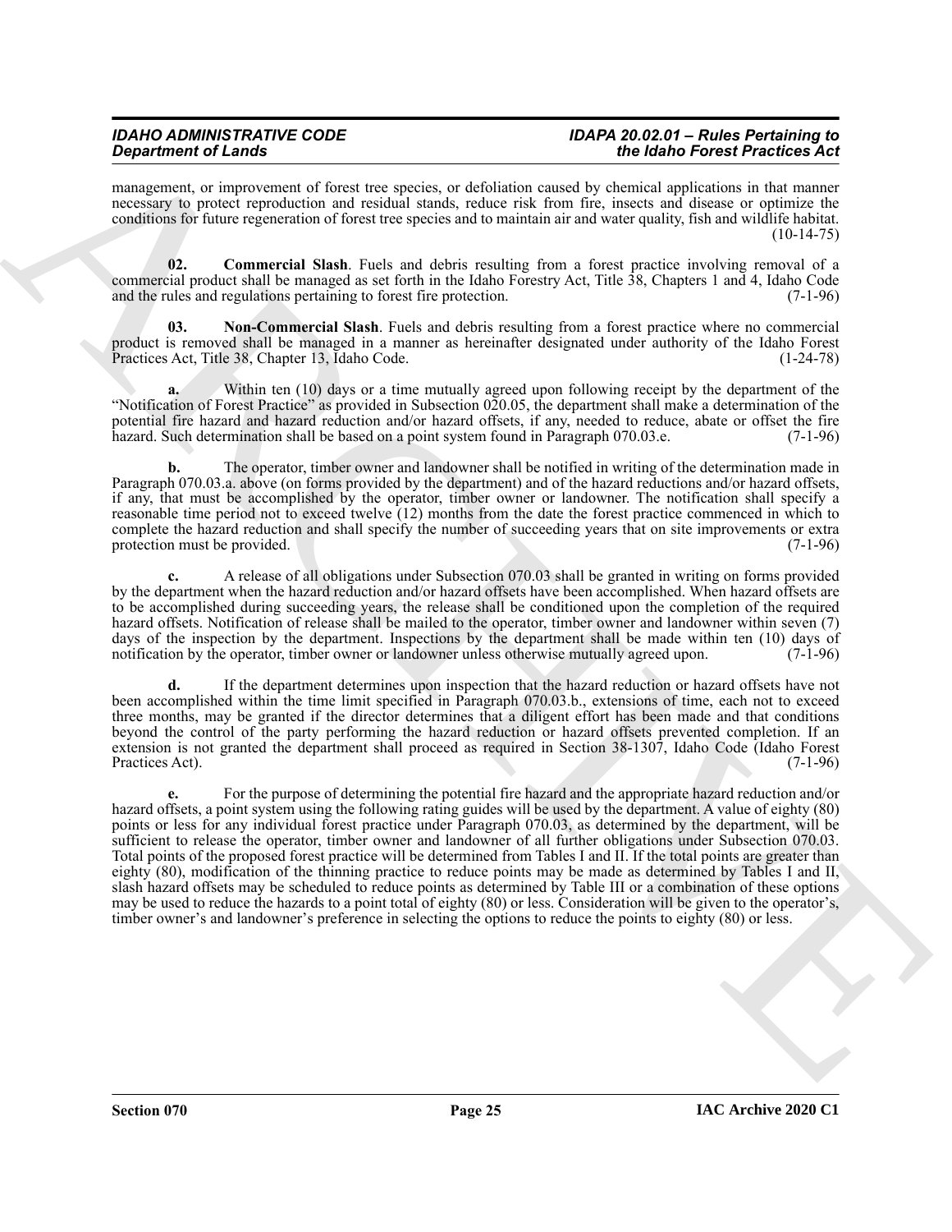management, or improvement of forest tree species, or defoliation caused by chemical applications in that manner necessary to protect reproduction and residual stands, reduce risk from fire, insects and disease or optimize the conditions for future regeneration of forest tree species and to maintain air and water quality, fish and wildlife habitat. (10-14-75)

**02. Commercial Slash**. Fuels and debris resulting from a forest practice involving removal of a commercial product shall be managed as set forth in the Idaho Forestry Act, Title 38, Chapters 1 and 4, Idaho Code and the rules and regulations pertaining to forest fire protection. (7-1-96)

**03. Non-Commercial Slash**. Fuels and debris resulting from a forest practice where no commercial product is removed shall be managed in a manner as hereinafter designated under authority of the Idaho Forest Practices Act, Title 38, Chapter 13, Idaho Code. (1-24-78)

**a.** Within ten (10) days or a time mutually agreed upon following receipt by the department of the "Notification of Forest Practice" as provided in Subsection 020.05, the department shall make a determination of the potential fire hazard and hazard reduction and/or hazard offsets, if any, needed to reduce, abate or offset the fire hazard. Such determination shall be based on a point system found in Paragraph 070.03.e. (7-1-96)

**b.** The operator, timber owner and landowner shall be notified in writing of the determination made in Paragraph 070.03.a. above (on forms provided by the department) and of the hazard reductions and/or hazard offsets, if any, that must be accomplished by the operator, timber owner or landowner. The notification shall specify a reasonable time period not to exceed twelve (12) months from the date the forest practice commenced in which to complete the hazard reduction and shall specify the number of succeeding years that on site improvements or extra protection must be provided. (7-1-96)

**c.** A release of all obligations under Subsection 070.03 shall be granted in writing on forms provided by the department when the hazard reduction and/or hazard offsets have been accomplished. When hazard offsets are to be accomplished during succeeding years, the release shall be conditioned upon the completion of the required hazard offsets. Notification of release shall be mailed to the operator, timber owner and landowner within seven (7) days of the inspection by the department. Inspections by the department shall be made within ten (10) days of notification by the operator, timber owner or landowner unless otherwise mutually agreed upon. (7-1-96)

**d.** If the department determines upon inspection that the hazard reduction or hazard offsets have not been accomplished within the time limit specified in Paragraph 070.03.b., extensions of time, each not to exceed three months, may be granted if the director determines that a diligent effort has been made and that conditions beyond the control of the party performing the hazard reduction or hazard offsets prevented completion. If an extension is not granted the department shall proceed as required in Section 38-1307, Idaho Code (Idaho Forest Practices Act). (7-1-96)

**e.** For the purpose of determining the potential fire hazard and the appropriate hazard reduction and/or hazard offsets, a point system using the following rating guides will be used by the department. A value of eighty (80) points or less for any individual forest practice under Paragraph 070.03, as determined by the department, will be sufficient to release the operator, timber owner and landowner of all further obligations under Subsection 070.03. Total points of the proposed forest practice will be determined from Tables I and II. If the total points are greater than eighty (80), modification of the thinning practice to reduce points may be made as determined by Tables I and II, slash hazard offsets may be scheduled to reduce points as determined by Table III or a combination of these options may be used to reduce the hazards to a point total of eighty (80) or less. Consideration will be given to the operator's, timber owner's and landowner's preference in selecting the options to reduce the points to eighty (80) or less.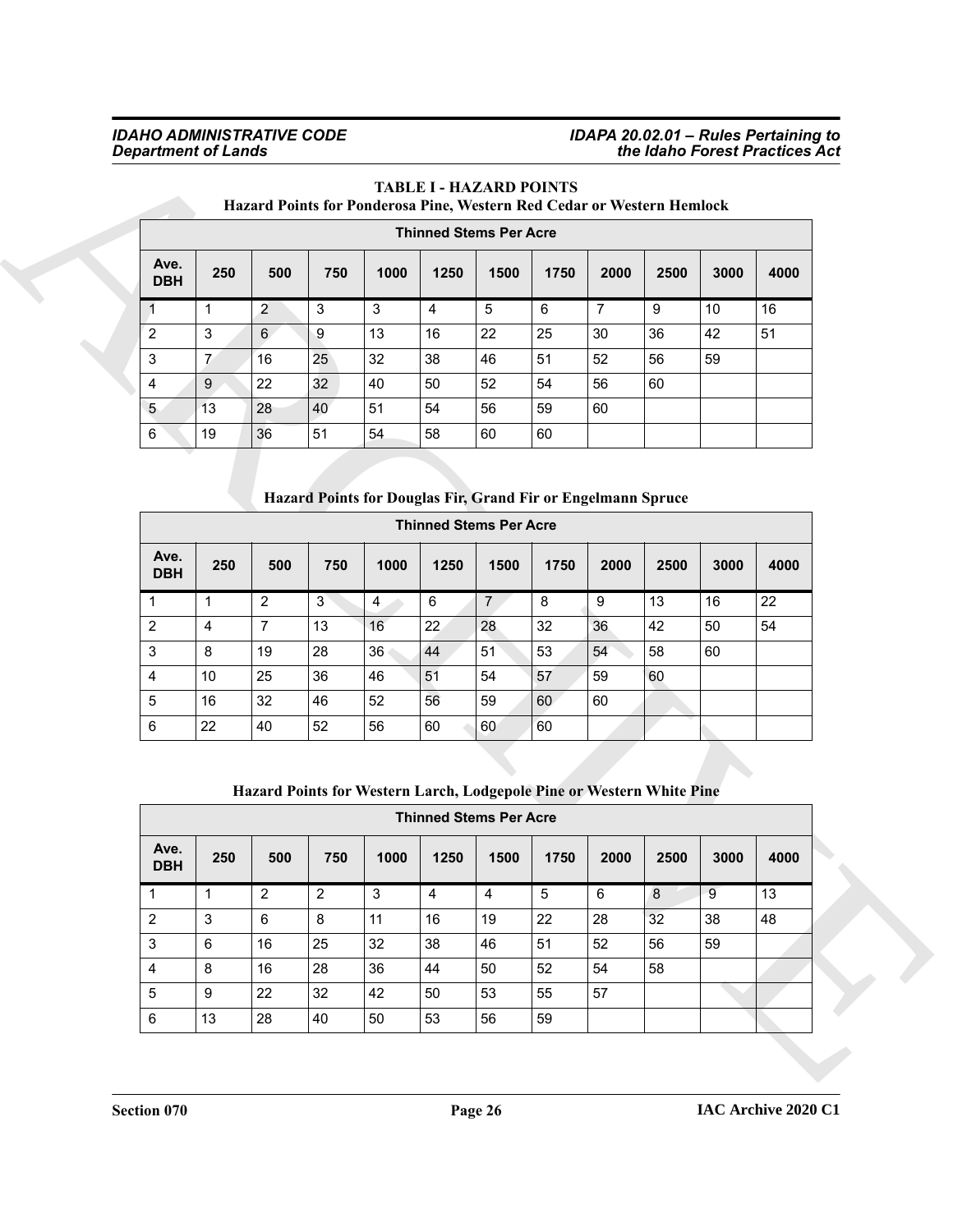**TABLE I - HAZARD POINTS**

**Hazard Points for Ponderosa Pine, Western Red Cedar or Western Hemlock**

| | Thinned Stems Per Acre | | | | | | | | | | |
|---|---|---|---|---|---|---|---|---|---|---|---|
| **Ave. DBH** | **250** | **500** | **750** | **1000** | **1250** | **1500** | **1750** | **2000** | **2500** | **3000** | **4000** |
| 1 | 1 | 2 | 3 | 3 | 4 | 5 | 6 | 7 | 9 | 10 | 16 |
| 2 | 3 | 6 | 9 | 13 | 16 | 22 | 25 | 30 | 36 | 42 | 51 |
| 3 | 7 | 16 | 25 | 32 | 38 | 46 | 51 | 52 | 56 | 59 | |
| 4 | 9 | 22 | 32 | 40 | 50 | 52 | 54 | 56 | 60 | | |
| 5 | 13 | 28 | 40 | 51 | 54 | 56 | 59 | 60 | | | |
| 6 | 19 | 36 | 51 | 54 | 58 | 60 | 60 | | | | |

**Hazard Points for Douglas Fir, Grand Fir or Engelmann Spruce**

| | Thinned Stems Per Acre | | | | | | | | | | |
|---|---|---|---|---|---|---|---|---|---|---|---|
| **Ave. DBH** | **250** | **500** | **750** | **1000** | **1250** | **1500** | **1750** | **2000** | **2500** | **3000** | **4000** |
| 1 | 1 | 2 | 3 | 4 | 6 | 7 | 8 | 9 | 13 | 16 | 22 |
| 2 | 4 | 7 | 13 | 16 | 22 | 28 | 32 | 36 | 42 | 50 | 54 |
| 3 | 8 | 19 | 28 | 36 | 44 | 51 | 53 | 54 | 58 | 60 | |
| 4 | 10 | 25 | 36 | 46 | 51 | 54 | 57 | 59 | 60 | | |
| 5 | 16 | 32 | 46 | 52 | 56 | 59 | 60 | 60 | | | |
| 6 | 22 | 40 | 52 | 56 | 60 | 60 | 60 | | | | |

**Hazard Points for Western Larch, Lodgepole Pine or Western White Pine**

| | Thinned Stems Per Acre | | | | | | | | | | |
|---|---|---|---|---|---|---|---|---|---|---|---|
| **Ave. DBH** | **250** | **500** | **750** | **1000** | **1250** | **1500** | **1750** | **2000** | **2500** | **3000** | **4000** |
| 1 | 1 | 2 | 2 | 3 | 4 | 4 | 5 | 6 | 8 | 9 | 13 |
| 2 | 3 | 6 | 8 | 11 | 16 | 19 | 22 | 28 | 32 | 38 | 48 |
| 3 | 6 | 16 | 25 | 32 | 38 | 46 | 51 | 52 | 56 | 59 | |
| 4 | 8 | 16 | 28 | 36 | 44 | 50 | 52 | 54 | 58 | | |
| 5 | 9 | 22 | 32 | 42 | 50 | 53 | 55 | 57 | | | |
| 6 | 13 | 28 | 40 | 50 | 53 | 56 | 59 | | | | |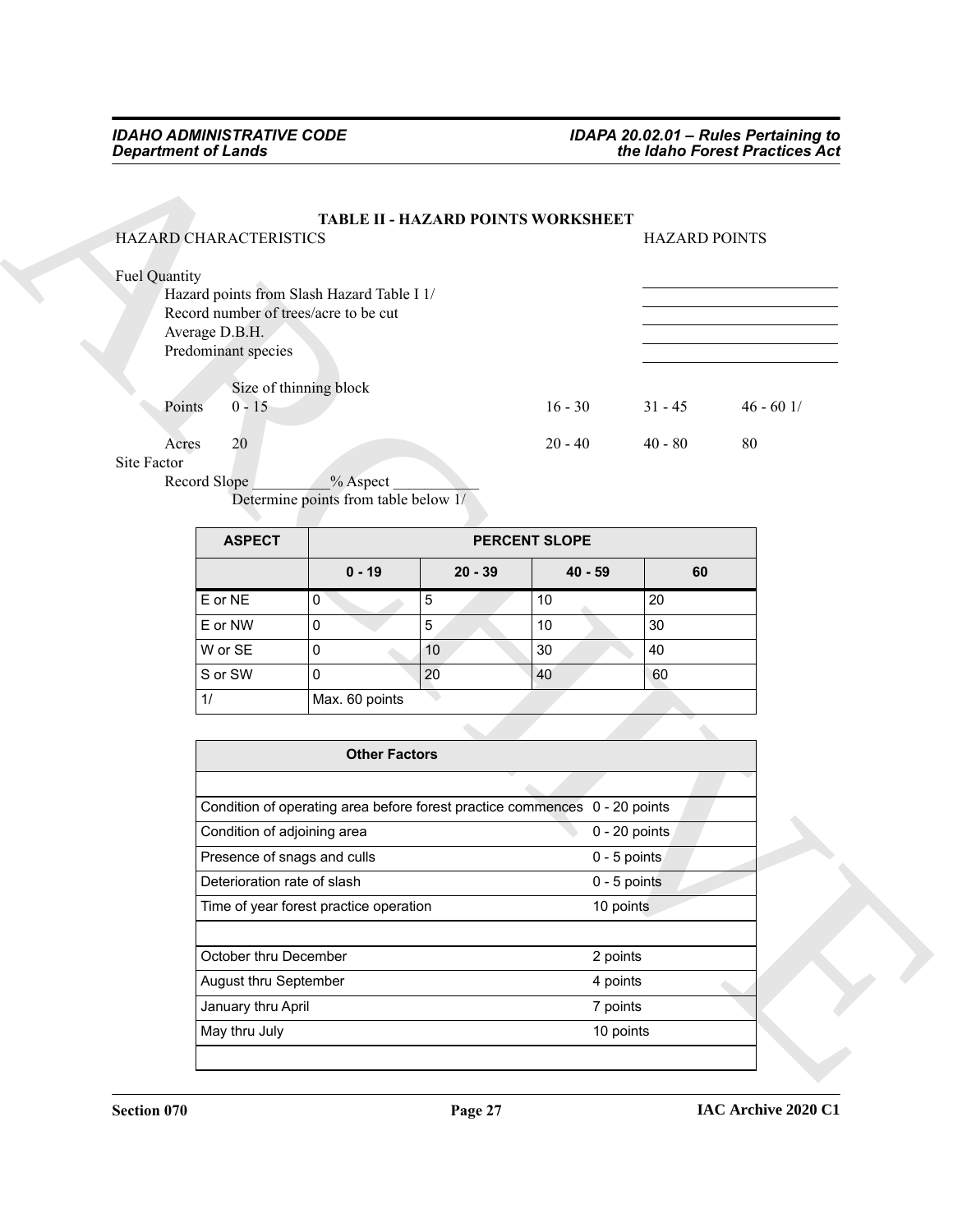**TABLE II - HAZARD POINTS WORKSHEET**

HAZARD CHARACTERISTICS — HAZARD POINTS

Fuel Quantity

Hazard points from Slash Hazard Table I 1/ ______________

Record number of trees/acre to be cut ______________

Average D.B.H. ______________

Predominant species ______________

| | Size of thinning block | | | |
|---|---|---|---|---|
| Points | 0 - 15 | 16 - 30 | 31 - 45 | 46 - 60 1/ |
| Acres | 20 | 20 - 40 | 40 - 80 | 80 |

Site Factor

Record Slope __________% Aspect ___________

Determine points from table below 1/

| ASPECT | PERCENT SLOPE | | | |
|---|---|---|---|---|
| | 0 - 19 | 20 - 39 | 40 - 59 | 60 |
| E or NE | 0 | 5 | 10 | 20 |
| E or NW | 0 | 5 | 10 | 30 |
| W or SE | 0 | 10 | 30 | 40 |
| S or SW | 0 | 20 | 40 | 60 |
| 1/ | Max. 60 points | | | |

| Other Factors | |
|---|---|
| | |
| Condition of operating area before forest practice commences | 0 - 20 points |
| Condition of adjoining area | 0 - 20 points |
| Presence of snags and culls | 0 - 5 points |
| Deterioration rate of slash | 0 - 5 points |
| Time of year forest practice operation | 10 points |
| | |
| October thru December | 2 points |
| August thru September | 4 points |
| January thru April | 7 points |
| May thru July | 10 points |
| | |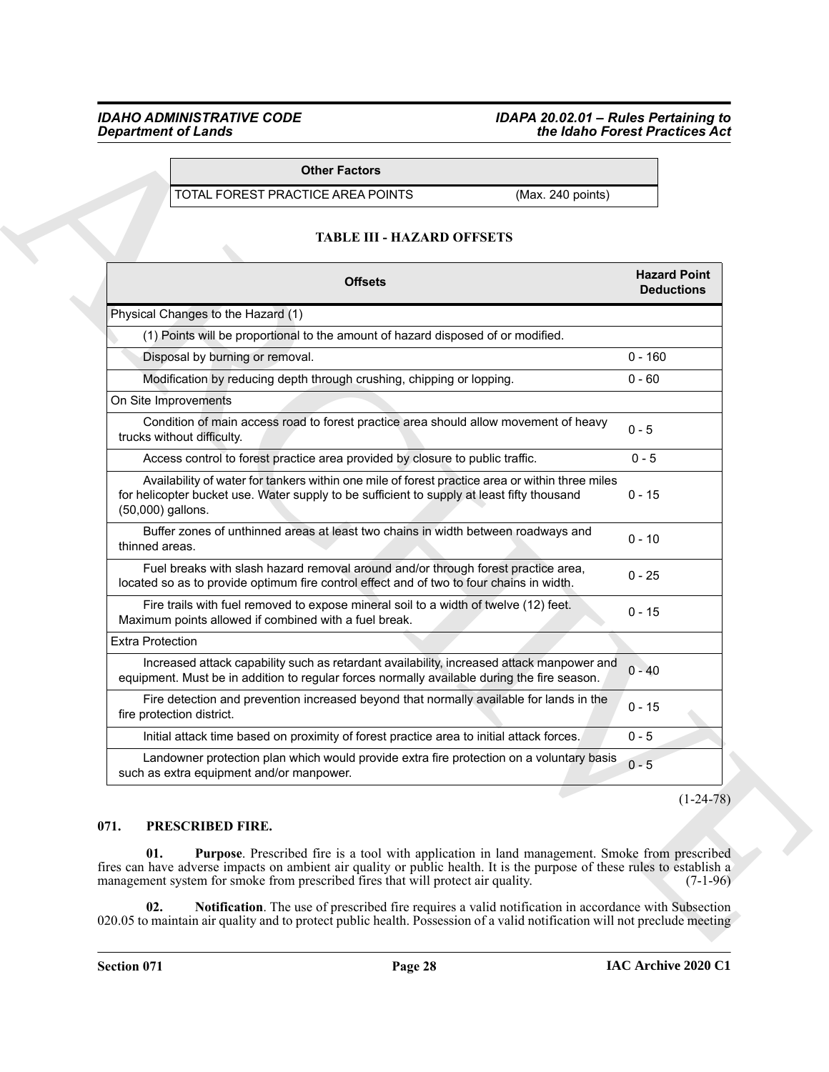| Other Factors | |
|---|---|
| TOTAL FOREST PRACTICE AREA POINTS | (Max. 240 points) |

**TABLE III - HAZARD OFFSETS**

| Offsets | Hazard Point Deductions |
|---|---|
| Physical Changes to the Hazard (1) | |
| (1) Points will be proportional to the amount of hazard disposed of or modified. | |
| Disposal by burning or removal. | 0 - 160 |
| Modification by reducing depth through crushing, chipping or lopping. | 0 - 60 |
| On Site Improvements | |
| Condition of main access road to forest practice area should allow movement of heavy trucks without difficulty. | 0 - 5 |
| Access control to forest practice area provided by closure to public traffic. | 0 - 5 |
| Availability of water for tankers within one mile of forest practice area or within three miles for helicopter bucket use. Water supply to be sufficient to supply at least fifty thousand (50,000) gallons. | 0 - 15 |
| Buffer zones of unthinned areas at least two chains in width between roadways and thinned areas. | 0 - 10 |
| Fuel breaks with slash hazard removal around and/or through forest practice area, located so as to provide optimum fire control effect and of two to four chains in width. | 0 - 25 |
| Fire trails with fuel removed to expose mineral soil to a width of twelve (12) feet. Maximum points allowed if combined with a fuel break. | 0 - 15 |
| Extra Protection | |
| Increased attack capability such as retardant availability, increased attack manpower and equipment. Must be in addition to regular forces normally available during the fire season. | 0 - 40 |
| Fire detection and prevention increased beyond that normally available for lands in the fire protection district. | 0 - 15 |
| Initial attack time based on proximity of forest practice area to initial attack forces. | 0 - 5 |
| Landowner protection plan which would provide extra fire protection on a voluntary basis such as extra equipment and/or manpower. | 0 - 5 |

(1-24-78)

### 071. PRESCRIBED FIRE.

**01. Purpose**. Prescribed fire is a tool with application in land management. Smoke from prescribed fires can have adverse impacts on ambient air quality or public health. It is the purpose of these rules to establish a management system for smoke from prescribed fires that will protect air quality. (7-1-96)

**02. Notification**. The use of prescribed fire requires a valid notification in accordance with Subsection 020.05 to maintain air quality and to protect public health. Possession of a valid notification will not preclude meeting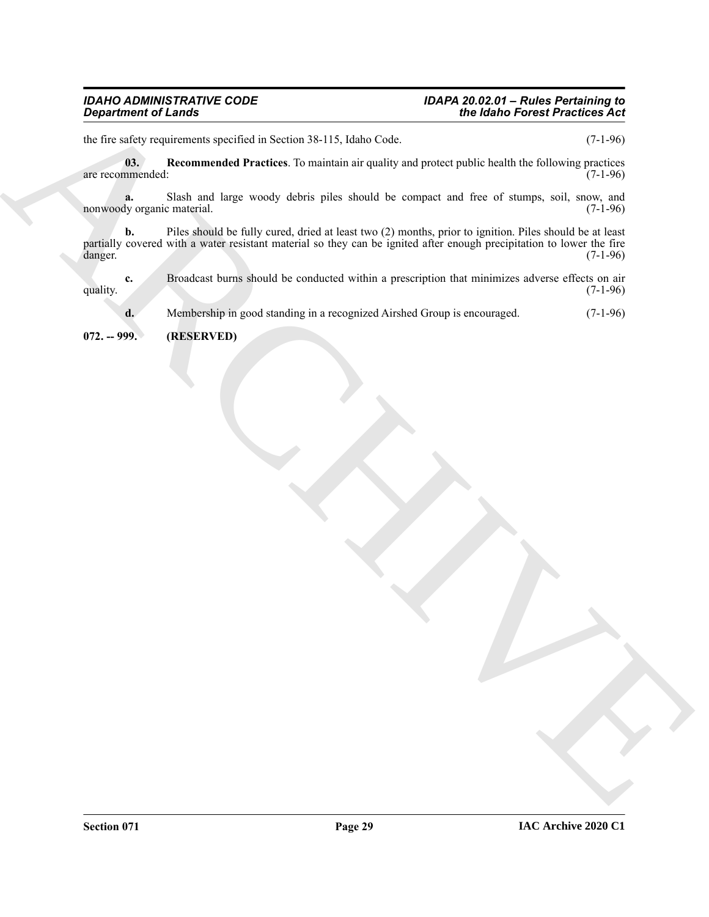the fire safety requirements specified in Section 38-115, Idaho Code. (7-1-96)

**03. Recommended Practices**. To maintain air quality and protect public health the following practices are recommended: (7-1-96)

**a.** Slash and large woody debris piles should be compact and free of stumps, soil, snow, and nonwoody organic material. (7-1-96)

**b.** Piles should be fully cured, dried at least two (2) months, prior to ignition. Piles should be at least partially covered with a water resistant material so they can be ignited after enough precipitation to lower the fire danger. (7-1-96)

**c.** Broadcast burns should be conducted within a prescription that minimizes adverse effects on air quality. (7-1-96)

**d.** Membership in good standing in a recognized Airshed Group is encouraged. (7-1-96)

**072. -- 999. (RESERVED)**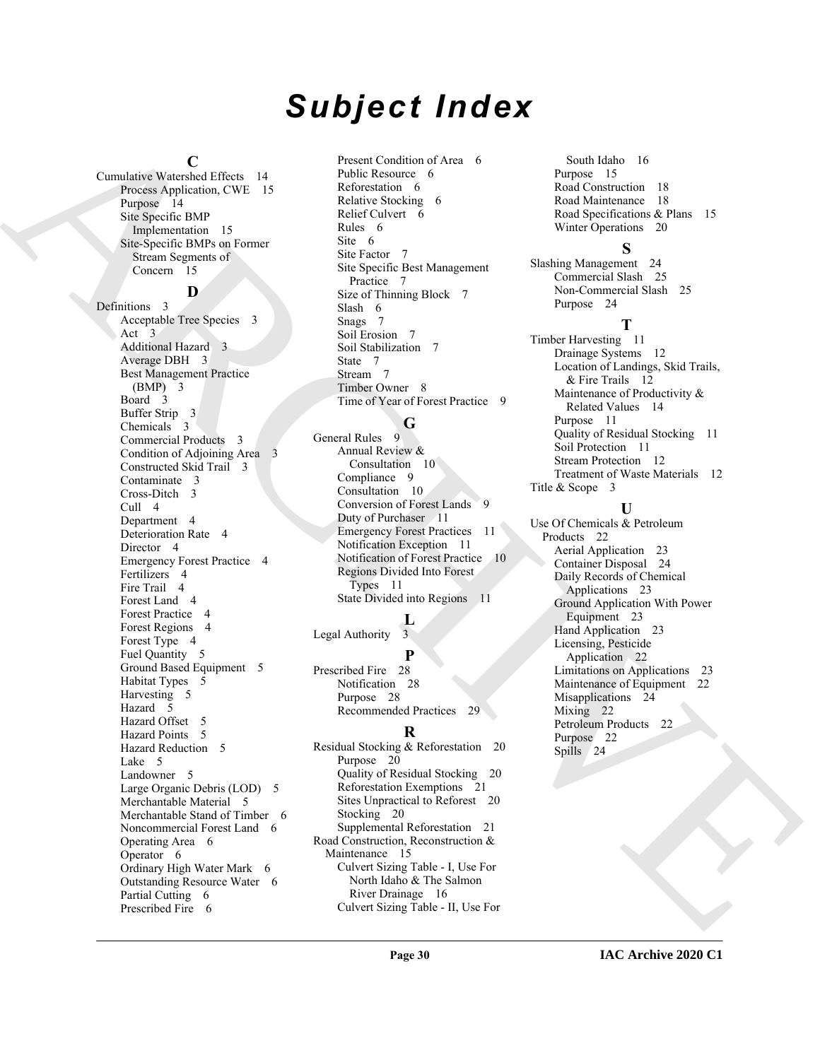# Subject Index

**C**

Cumulative Watershed Effects 14
- Process Application, CWE 15
- Purpose 14
- Site Specific BMP Implementation 15
- Site-Specific BMPs on Former Stream Segments of Concern 15

**D**

Definitions 3
- Acceptable Tree Species 3
- Act 3
- Additional Hazard 3
- Average DBH 3
- Best Management Practice (BMP) 3
- Board 3
- Buffer Strip 3
- Chemicals 3
- Commercial Products 3
- Condition of Adjoining Area 3
- Constructed Skid Trail 3
- Contaminate 3
- Cross-Ditch 3
- Cull 4
- Department 4
- Deterioration Rate 4
- Director 4
- Emergency Forest Practice 4
- Fertilizers 4
- Fire Trail 4
- Forest Land 4
- Forest Practice 4
- Forest Regions 4
- Forest Type 4
- Fuel Quantity 5
- Ground Based Equipment 5
- Habitat Types 5
- Harvesting 5
- Hazard 5
- Hazard Offset 5
- Hazard Points 5
- Hazard Reduction 5
- Lake 5
- Landowner 5
- Large Organic Debris (LOD) 5
- Merchantable Material 5
- Merchantable Stand of Timber 6
- Noncommercial Forest Land 6
- Operating Area 6
- Operator 6
- Ordinary High Water Mark 6
- Outstanding Resource Water 6
- Partial Cutting 6
- Prescribed Fire 6
- Present Condition of Area 6
- Public Resource 6
- Reforestation 6
- Relative Stocking 6
- Relief Culvert 6
- Rules 6
- Site 6
- Site Factor 7
- Site Specific Best Management Practice 7
- Size of Thinning Block 7
- Slash 6
- Snags 7
- Soil Erosion 7
- Soil Stabilization 7
- State 7
- Stream 7
- Timber Owner 8
- Time of Year of Forest Practice 9

**G**

General Rules 9
- Annual Review & Consultation 10
- Compliance 9
- Consultation 10
- Conversion of Forest Lands 9
- Duty of Purchaser 11
- Emergency Forest Practices 11
- Notification Exception 11
- Notification of Forest Practice 10
- Regions Divided Into Forest Types 11
- State Divided into Regions 11

**L**

Legal Authority 3

**P**

Prescribed Fire 28
- Notification 28
- Purpose 28
- Recommended Practices 29

**R**

Residual Stocking & Reforestation 20
- Purpose 20
- Quality of Residual Stocking 20
- Reforestation Exemptions 21
- Sites Unpractical to Reforest 20
- Stocking 20
- Supplemental Reforestation 21

Road Construction, Reconstruction & Maintenance 15
- Culvert Sizing Table - I, Use For North Idaho & The Salmon River Drainage 16
- Culvert Sizing Table - II, Use For South Idaho 16
- Purpose 15
- Road Construction 18
- Road Maintenance 18
- Road Specifications & Plans 15
- Winter Operations 20

**S**

Slashing Management 24
- Commercial Slash 25
- Non-Commercial Slash 25
- Purpose 24

**T**

Timber Harvesting 11
- Drainage Systems 12
- Location of Landings, Skid Trails, & Fire Trails 12
- Maintenance of Productivity & Related Values 14
- Purpose 11
- Quality of Residual Stocking 11
- Soil Protection 11
- Stream Protection 12
- Treatment of Waste Materials 12

Title & Scope 3

**U**

Use Of Chemicals & Petroleum Products 22
- Aerial Application 23
- Container Disposal 24
- Daily Records of Chemical Applications 23
- Ground Application With Power Equipment 23
- Hand Application 23
- Licensing, Pesticide Application 22
- Limitations on Applications 23
- Maintenance of Equipment 22
- Misapplications 24
- Mixing 22
- Petroleum Products 22
- Purpose 22
- Spills 24